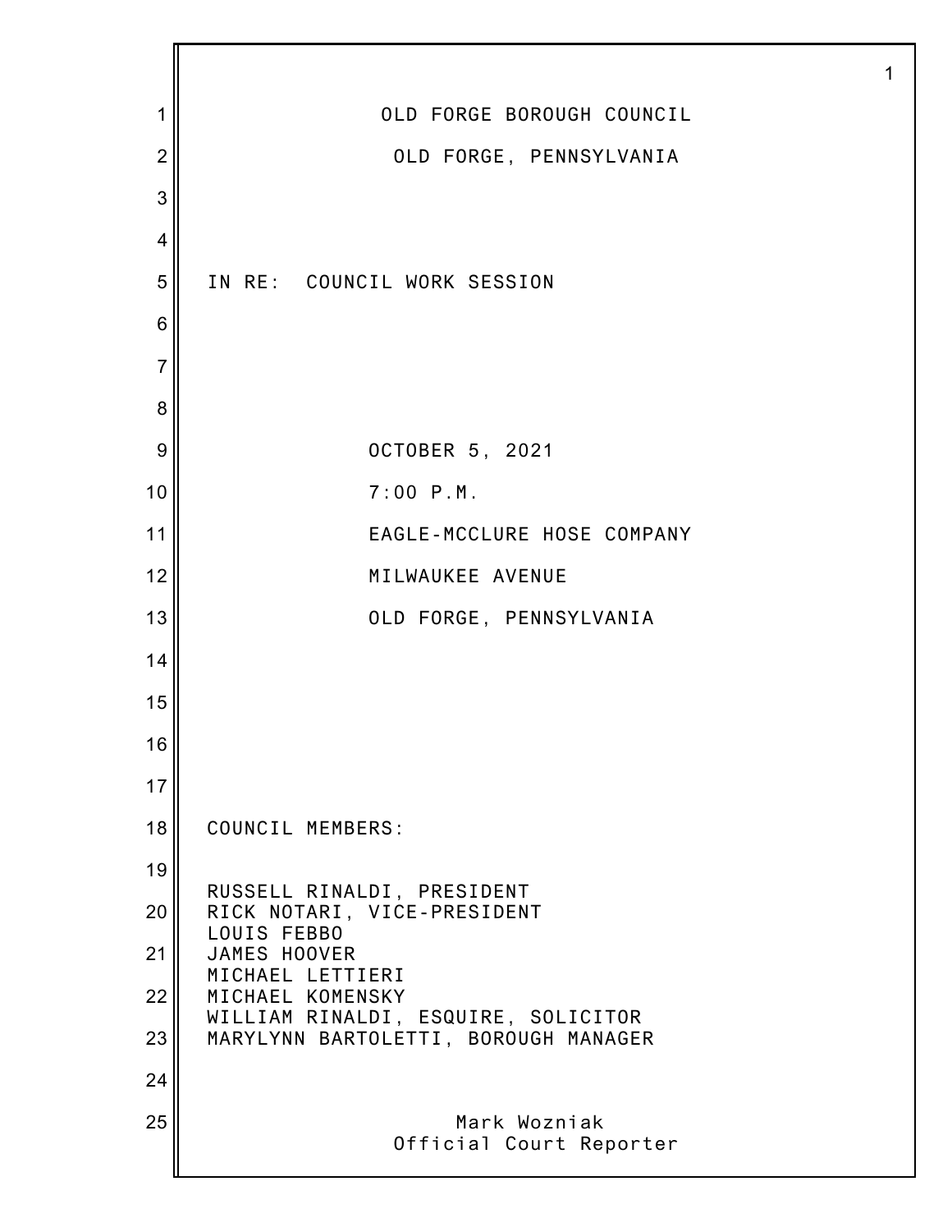# OLD FORGE BOROUGH COUNCIL

## OLD FORGE, PENNSYLVANIA

IN RE: COUNCIL WORK SESSION

OCTOBER 5, 2021

7:00 P.M.

EAGLE-MCCLURE HOSE COMPANY

MILWAUKEE AVENUE

OLD FORGE, PENNSYLVANIA

COUNCIL MEMBERS:

RUSSELL RINALDI, PRESIDENT
RICK NOTARI, VICE-PRESIDENT
LOUIS FEBBO
JAMES HOOVER
MICHAEL LETTIERI
MICHAEL KOMENSKY
WILLIAM RINALDI, ESQUIRE, SOLICITOR
MARYLYNN BARTOLETTI, BOROUGH MANAGER

Mark Wozniak
Official Court Reporter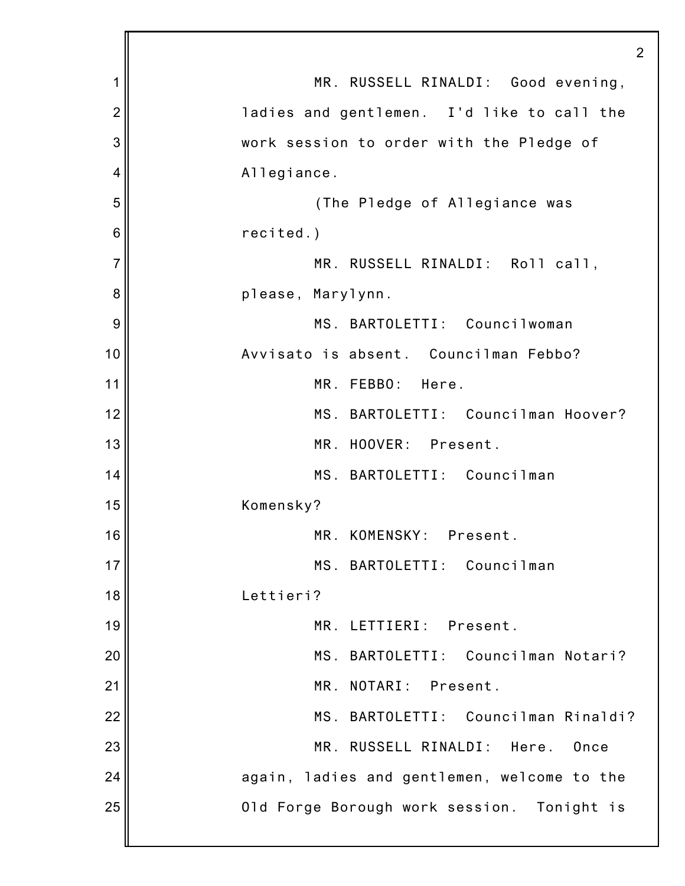MR. RUSSELL RINALDI: Good evening, ladies and gentlemen. I'd like to call the work session to order with the Pledge of Allegiance.

(The Pledge of Allegiance was recited.)

MR. RUSSELL RINALDI: Roll call, please, Marylynn.

MS. BARTOLETTI: Councilwoman Avvisato is absent. Councilman Febbo?

MR. FEBBO: Here.

MS. BARTOLETTI: Councilman Hoover?

MR. HOOVER: Present.

MS. BARTOLETTI: Councilman Komensky?

MR. KOMENSKY: Present.

MS. BARTOLETTI: Councilman Lettieri?

MR. LETTIERI: Present.

MS. BARTOLETTI: Councilman Notari?

MR. NOTARI: Present.

MS. BARTOLETTI: Councilman Rinaldi?

MR. RUSSELL RINALDI: Here. Once again, ladies and gentlemen, welcome to the Old Forge Borough work session. Tonight is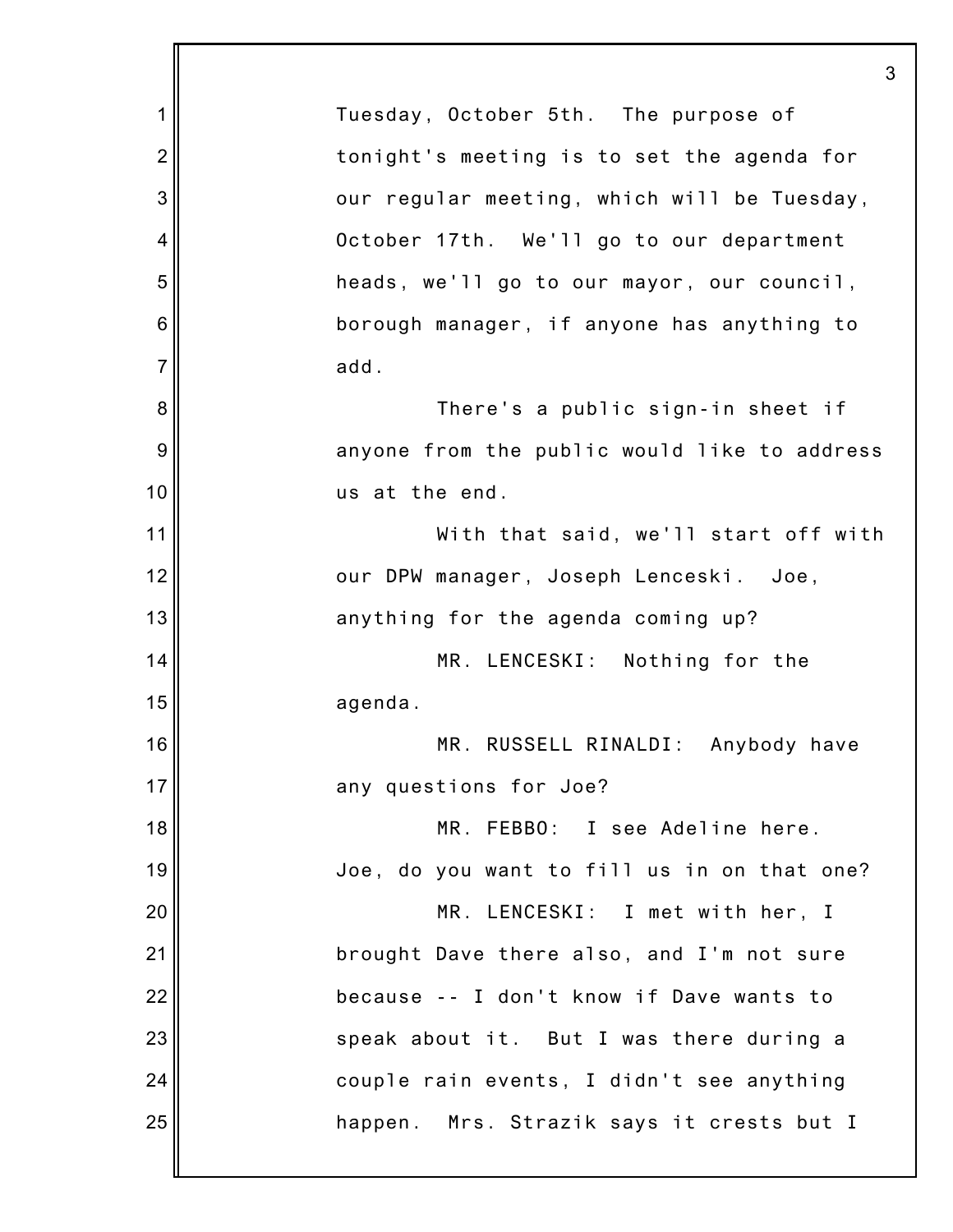Tuesday, October 5th. The purpose of tonight's meeting is to set the agenda for our regular meeting, which will be Tuesday, October 17th. We'll go to our department heads, we'll go to our mayor, our council, borough manager, if anyone has anything to add.

There's a public sign-in sheet if anyone from the public would like to address us at the end.

With that said, we'll start off with our DPW manager, Joseph Lenceski. Joe, anything for the agenda coming up?

MR. LENCESKI: Nothing for the agenda.

MR. RUSSELL RINALDI: Anybody have any questions for Joe?

MR. FEBBO: I see Adeline here. Joe, do you want to fill us in on that one?

MR. LENCESKI: I met with her, I brought Dave there also, and I'm not sure because -- I don't know if Dave wants to speak about it. But I was there during a couple rain events, I didn't see anything happen. Mrs. Strazik says it crests but I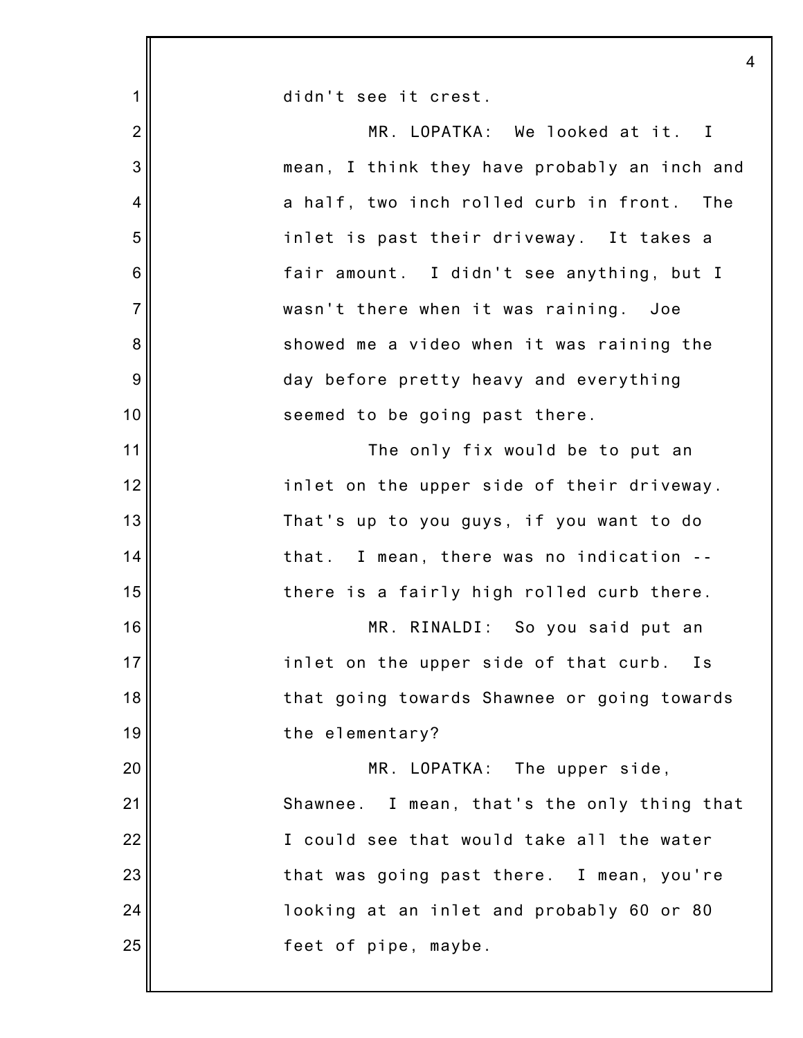didn't see it crest.

MR. LOPATKA: We looked at it. I mean, I think they have probably an inch and a half, two inch rolled curb in front. The inlet is past their driveway. It takes a fair amount. I didn't see anything, but I wasn't there when it was raining. Joe showed me a video when it was raining the day before pretty heavy and everything seemed to be going past there.

The only fix would be to put an inlet on the upper side of their driveway. That's up to you guys, if you want to do that. I mean, there was no indication -- there is a fairly high rolled curb there.

MR. RINALDI: So you said put an inlet on the upper side of that curb. Is that going towards Shawnee or going towards the elementary?

MR. LOPATKA: The upper side, Shawnee. I mean, that's the only thing that I could see that would take all the water that was going past there. I mean, you're looking at an inlet and probably 60 or 80 feet of pipe, maybe.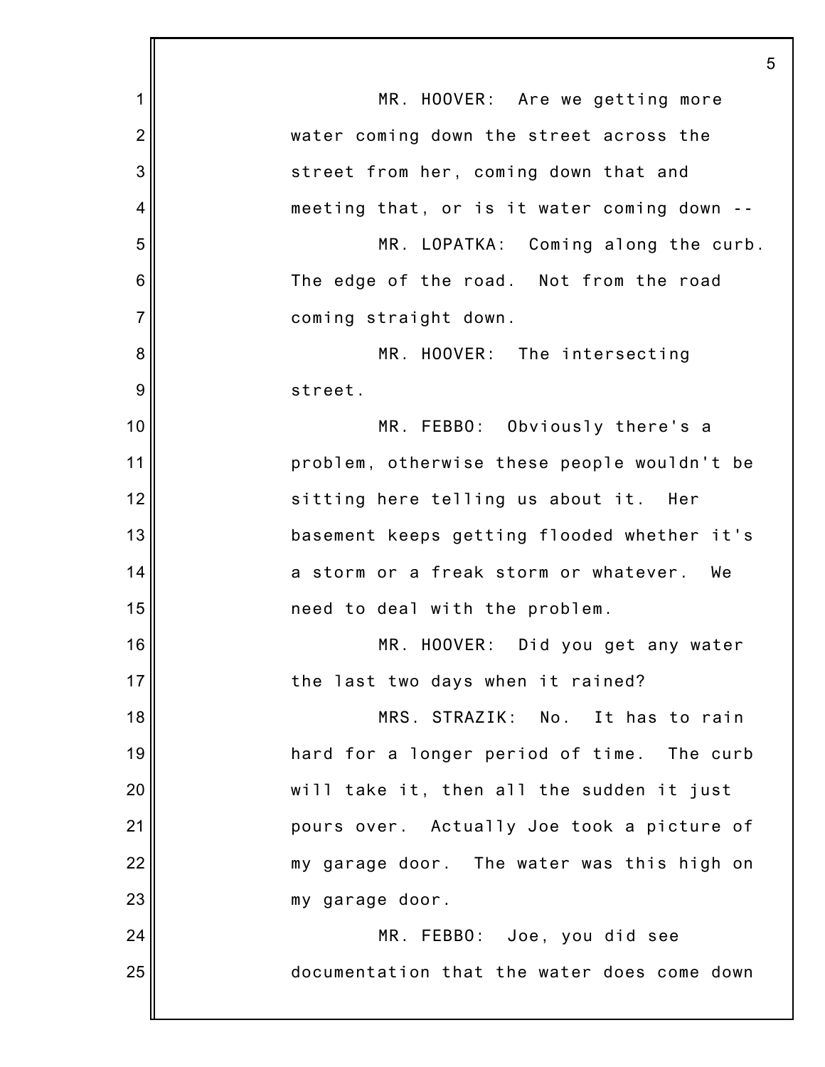MR. HOOVER: Are we getting more water coming down the street across the street from her, coming down that and meeting that, or is it water coming down --

MR. LOPATKA: Coming along the curb. The edge of the road. Not from the road coming straight down.

MR. HOOVER: The intersecting street.

MR. FEBBO: Obviously there's a problem, otherwise these people wouldn't be sitting here telling us about it. Her basement keeps getting flooded whether it's a storm or a freak storm or whatever. We need to deal with the problem.

MR. HOOVER: Did you get any water the last two days when it rained?

MRS. STRAZIK: No. It has to rain hard for a longer period of time. The curb will take it, then all the sudden it just pours over. Actually Joe took a picture of my garage door. The water was this high on my garage door.

MR. FEBBO: Joe, you did see documentation that the water does come down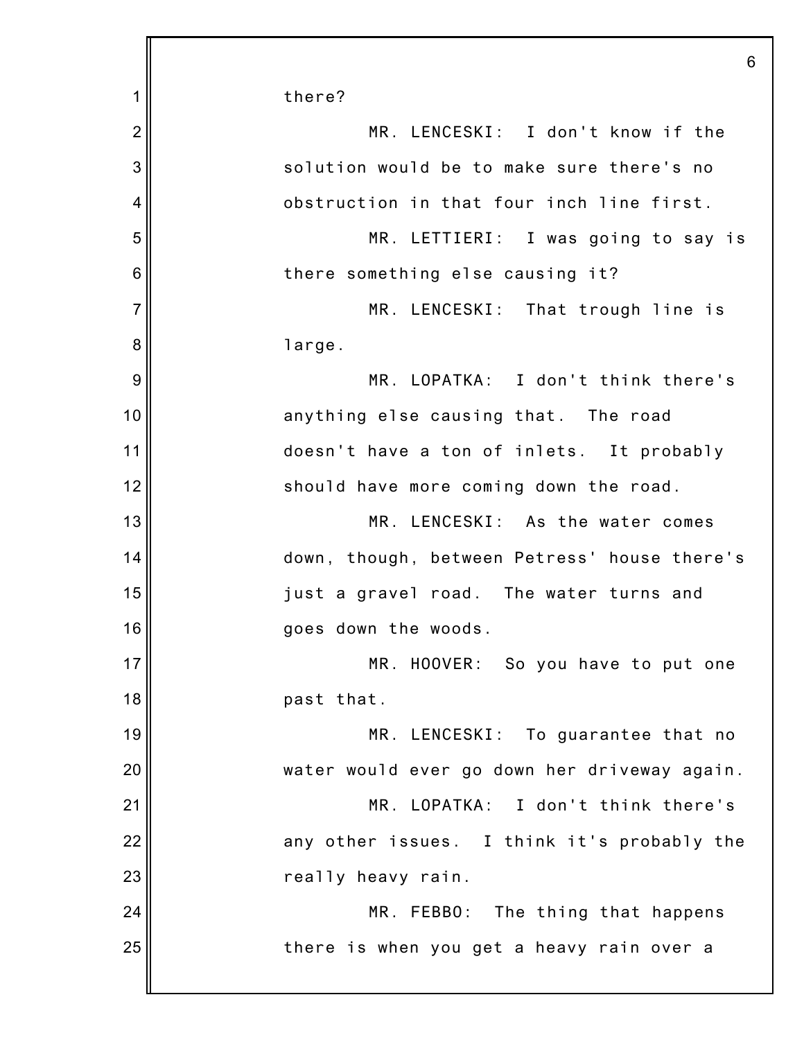there?

MR. LENCESKI: I don't know if the solution would be to make sure there's no obstruction in that four inch line first.

MR. LETTIERI: I was going to say is there something else causing it?

MR. LENCESKI: That trough line is large.

MR. LOPATKA: I don't think there's anything else causing that. The road doesn't have a ton of inlets. It probably should have more coming down the road.

MR. LENCESKI: As the water comes down, though, between Petress' house there's just a gravel road. The water turns and goes down the woods.

MR. HOOVER: So you have to put one past that.

MR. LENCESKI: To guarantee that no water would ever go down her driveway again.

MR. LOPATKA: I don't think there's any other issues. I think it's probably the really heavy rain.

MR. FEBBO: The thing that happens there is when you get a heavy rain over a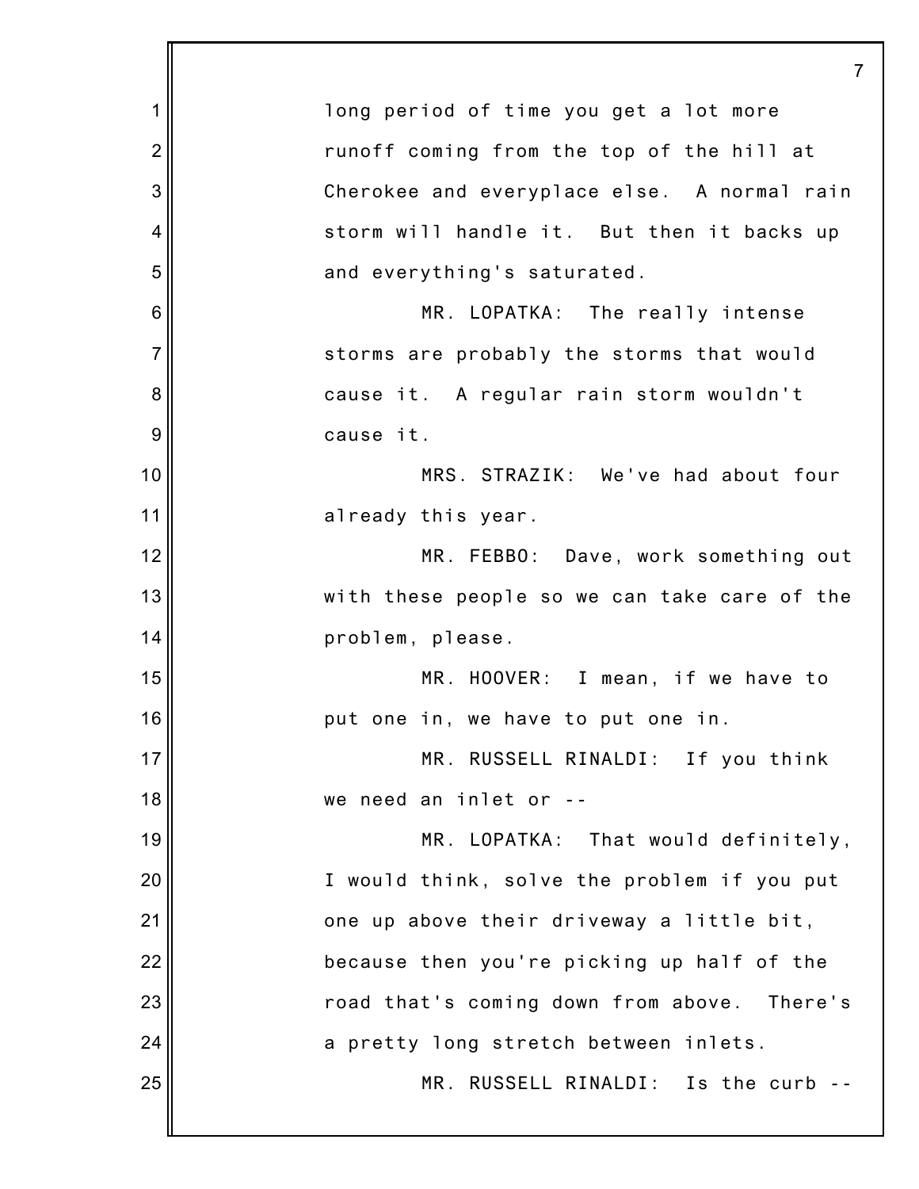long period of time you get a lot more runoff coming from the top of the hill at Cherokee and everyplace else. A normal rain storm will handle it. But then it backs up and everything's saturated.

MR. LOPATKA: The really intense storms are probably the storms that would cause it. A regular rain storm wouldn't cause it.

MRS. STRAZIK: We've had about four already this year.

MR. FEBBO: Dave, work something out with these people so we can take care of the problem, please.

MR. HOOVER: I mean, if we have to put one in, we have to put one in.

MR. RUSSELL RINALDI: If you think we need an inlet or --

MR. LOPATKA: That would definitely, I would think, solve the problem if you put one up above their driveway a little bit, because then you're picking up half of the road that's coming down from above. There's a pretty long stretch between inlets.

MR. RUSSELL RINALDI: Is the curb --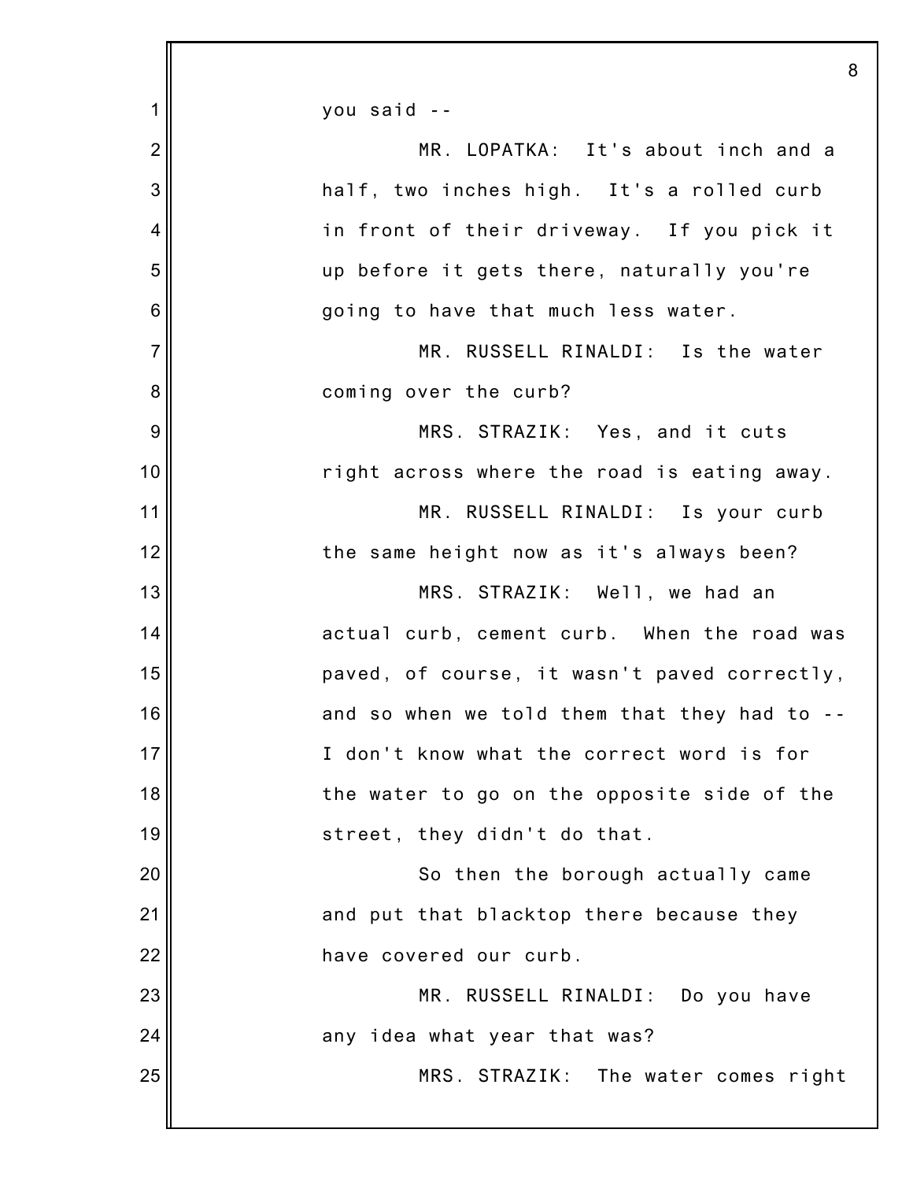you said --

MR. LOPATKA: It's about inch and a half, two inches high. It's a rolled curb in front of their driveway. If you pick it up before it gets there, naturally you're going to have that much less water.

MR. RUSSELL RINALDI: Is the water coming over the curb?

MRS. STRAZIK: Yes, and it cuts right across where the road is eating away.

MR. RUSSELL RINALDI: Is your curb the same height now as it's always been?

MRS. STRAZIK: Well, we had an actual curb, cement curb. When the road was paved, of course, it wasn't paved correctly, and so when we told them that they had to -- I don't know what the correct word is for the water to go on the opposite side of the street, they didn't do that.

So then the borough actually came and put that blacktop there because they have covered our curb.

MR. RUSSELL RINALDI: Do you have any idea what year that was?

MRS. STRAZIK: The water comes right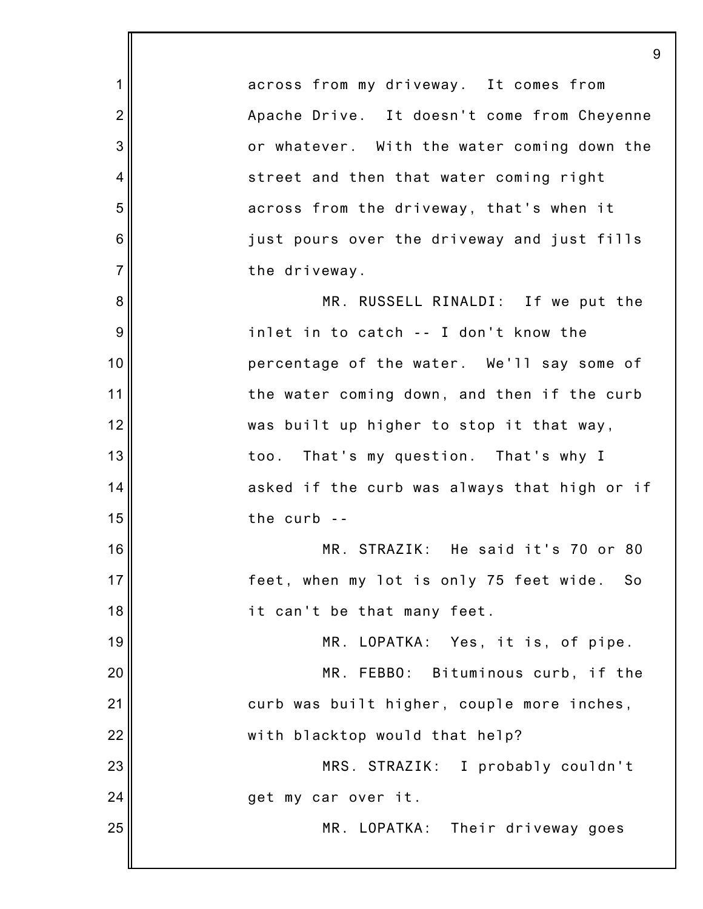across from my driveway. It comes from Apache Drive. It doesn't come from Cheyenne or whatever. With the water coming down the street and then that water coming right across from the driveway, that's when it just pours over the driveway and just fills the driveway.

MR. RUSSELL RINALDI: If we put the inlet in to catch -- I don't know the percentage of the water. We'll say some of the water coming down, and then if the curb was built up higher to stop it that way, too. That's my question. That's why I asked if the curb was always that high or if the curb --

MR. STRAZIK: He said it's 70 or 80 feet, when my lot is only 75 feet wide. So it can't be that many feet.

MR. LOPATKA: Yes, it is, of pipe.

MR. FEBBO: Bituminous curb, if the curb was built higher, couple more inches, with blacktop would that help?

MRS. STRAZIK: I probably couldn't get my car over it.

MR. LOPATKA: Their driveway goes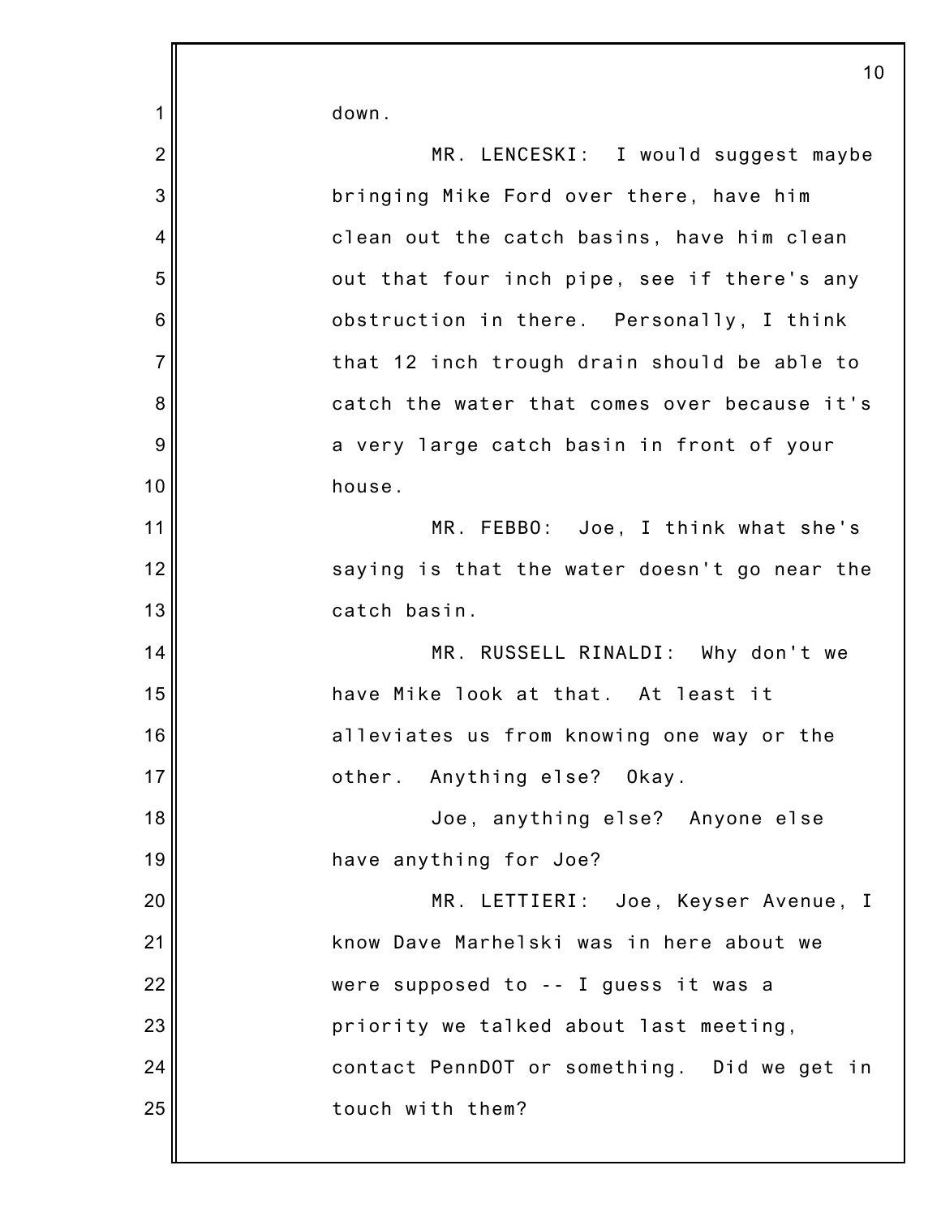down.

MR. LENCESKI: I would suggest maybe bringing Mike Ford over there, have him clean out the catch basins, have him clean out that four inch pipe, see if there's any obstruction in there. Personally, I think that 12 inch trough drain should be able to catch the water that comes over because it's a very large catch basin in front of your house.

MR. FEBBO: Joe, I think what she's saying is that the water doesn't go near the catch basin.

MR. RUSSELL RINALDI: Why don't we have Mike look at that. At least it alleviates us from knowing one way or the other. Anything else? Okay.

Joe, anything else? Anyone else have anything for Joe?

MR. LETTIERI: Joe, Keyser Avenue, I know Dave Marhelski was in here about we were supposed to -- I guess it was a priority we talked about last meeting, contact PennDOT or something. Did we get in touch with them?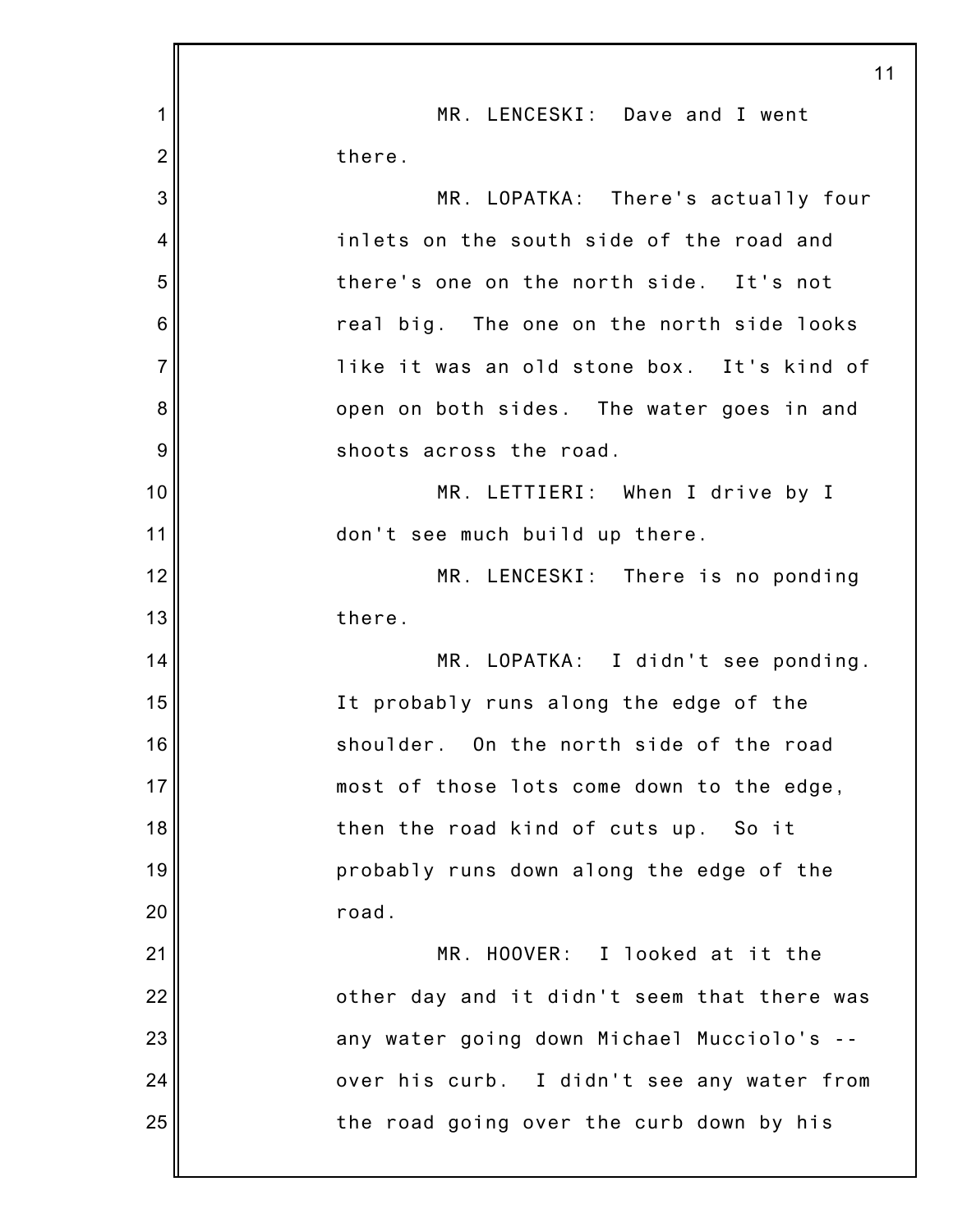MR. LENCESKI: Dave and I went there.

MR. LOPATKA: There's actually four inlets on the south side of the road and there's one on the north side. It's not real big. The one on the north side looks like it was an old stone box. It's kind of open on both sides. The water goes in and shoots across the road.

MR. LETTIERI: When I drive by I don't see much build up there.

MR. LENCESKI: There is no ponding there.

MR. LOPATKA: I didn't see ponding. It probably runs along the edge of the shoulder. On the north side of the road most of those lots come down to the edge, then the road kind of cuts up. So it probably runs down along the edge of the road.

MR. HOOVER: I looked at it the other day and it didn't seem that there was any water going down Michael Mucciolo's -- over his curb. I didn't see any water from the road going over the curb down by his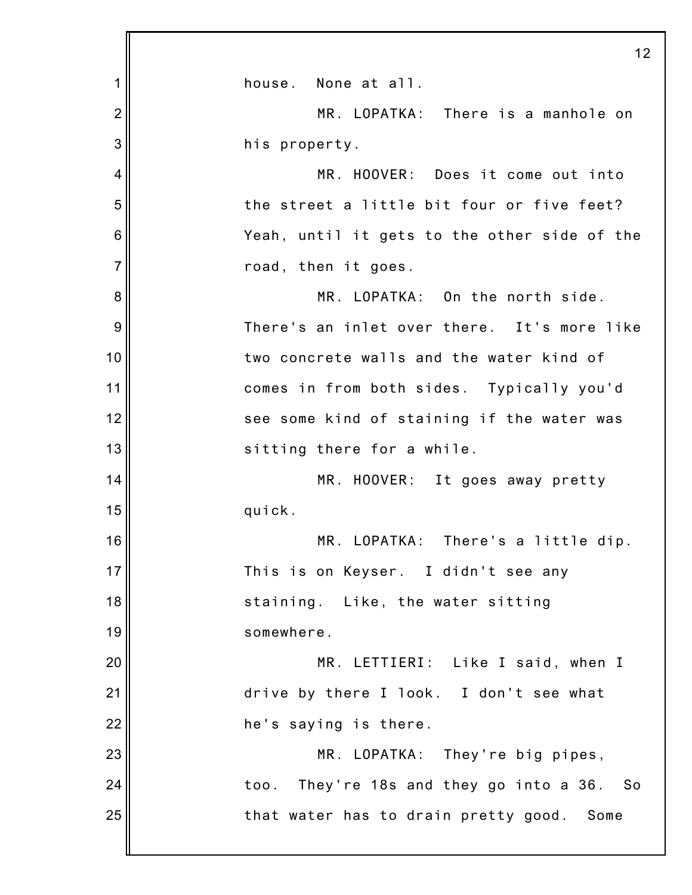house. None at all.

MR. LOPATKA: There is a manhole on his property.

MR. HOOVER: Does it come out into the street a little bit four or five feet? Yeah, until it gets to the other side of the road, then it goes.

MR. LOPATKA: On the north side. There's an inlet over there. It's more like two concrete walls and the water kind of comes in from both sides. Typically you'd see some kind of staining if the water was sitting there for a while.

MR. HOOVER: It goes away pretty quick.

MR. LOPATKA: There's a little dip. This is on Keyser. I didn't see any staining. Like, the water sitting somewhere.

MR. LETTIERI: Like I said, when I drive by there I look. I don't see what he's saying is there.

MR. LOPATKA: They're big pipes, too. They're 18s and they go into a 36. So that water has to drain pretty good. Some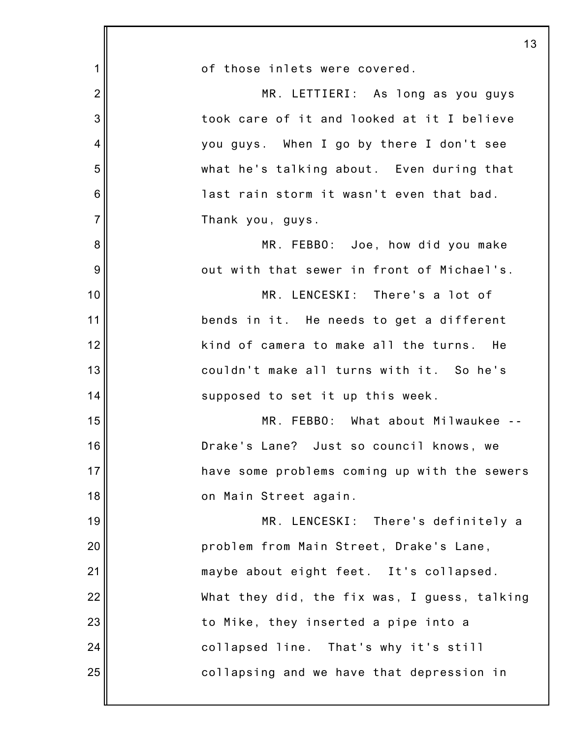of those inlets were covered.

MR. LETTIERI: As long as you guys took care of it and looked at it I believe you guys. When I go by there I don't see what he's talking about. Even during that last rain storm it wasn't even that bad. Thank you, guys.

MR. FEBBO: Joe, how did you make out with that sewer in front of Michael's.

MR. LENCESKI: There's a lot of bends in it. He needs to get a different kind of camera to make all the turns. He couldn't make all turns with it. So he's supposed to set it up this week.

MR. FEBBO: What about Milwaukee -- Drake's Lane? Just so council knows, we have some problems coming up with the sewers on Main Street again.

MR. LENCESKI: There's definitely a problem from Main Street, Drake's Lane, maybe about eight feet. It's collapsed. What they did, the fix was, I guess, talking to Mike, they inserted a pipe into a collapsed line. That's why it's still collapsing and we have that depression in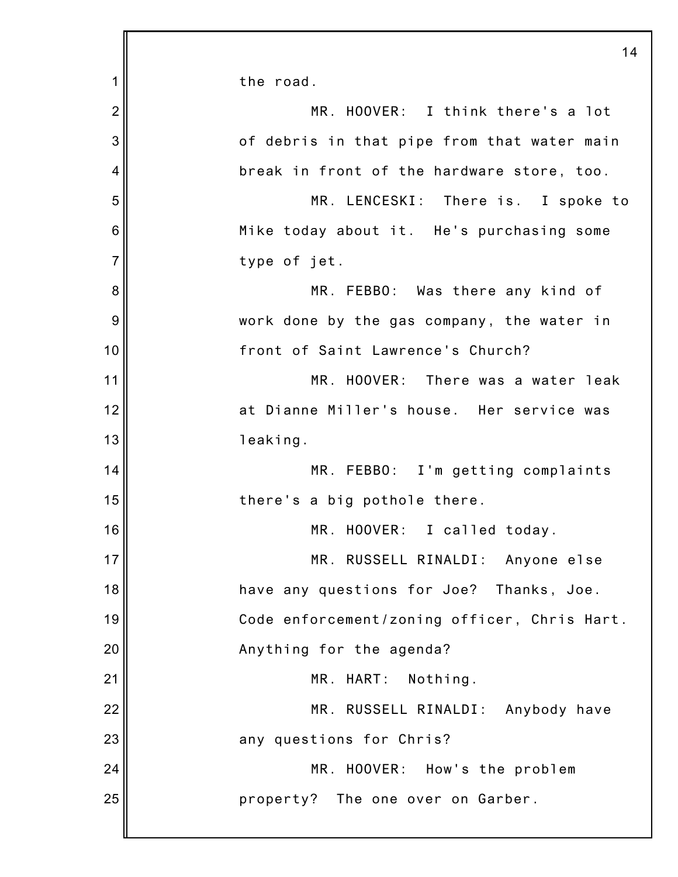the road.

MR. HOOVER: I think there's a lot of debris in that pipe from that water main break in front of the hardware store, too.

MR. LENCESKI: There is. I spoke to Mike today about it. He's purchasing some type of jet.

MR. FEBBO: Was there any kind of work done by the gas company, the water in front of Saint Lawrence's Church?

MR. HOOVER: There was a water leak at Dianne Miller's house. Her service was leaking.

MR. FEBBO: I'm getting complaints there's a big pothole there.

MR. HOOVER: I called today.

MR. RUSSELL RINALDI: Anyone else have any questions for Joe? Thanks, Joe. Code enforcement/zoning officer, Chris Hart. Anything for the agenda?

MR. HART: Nothing.

MR. RUSSELL RINALDI: Anybody have any questions for Chris?

MR. HOOVER: How's the problem property? The one over on Garber.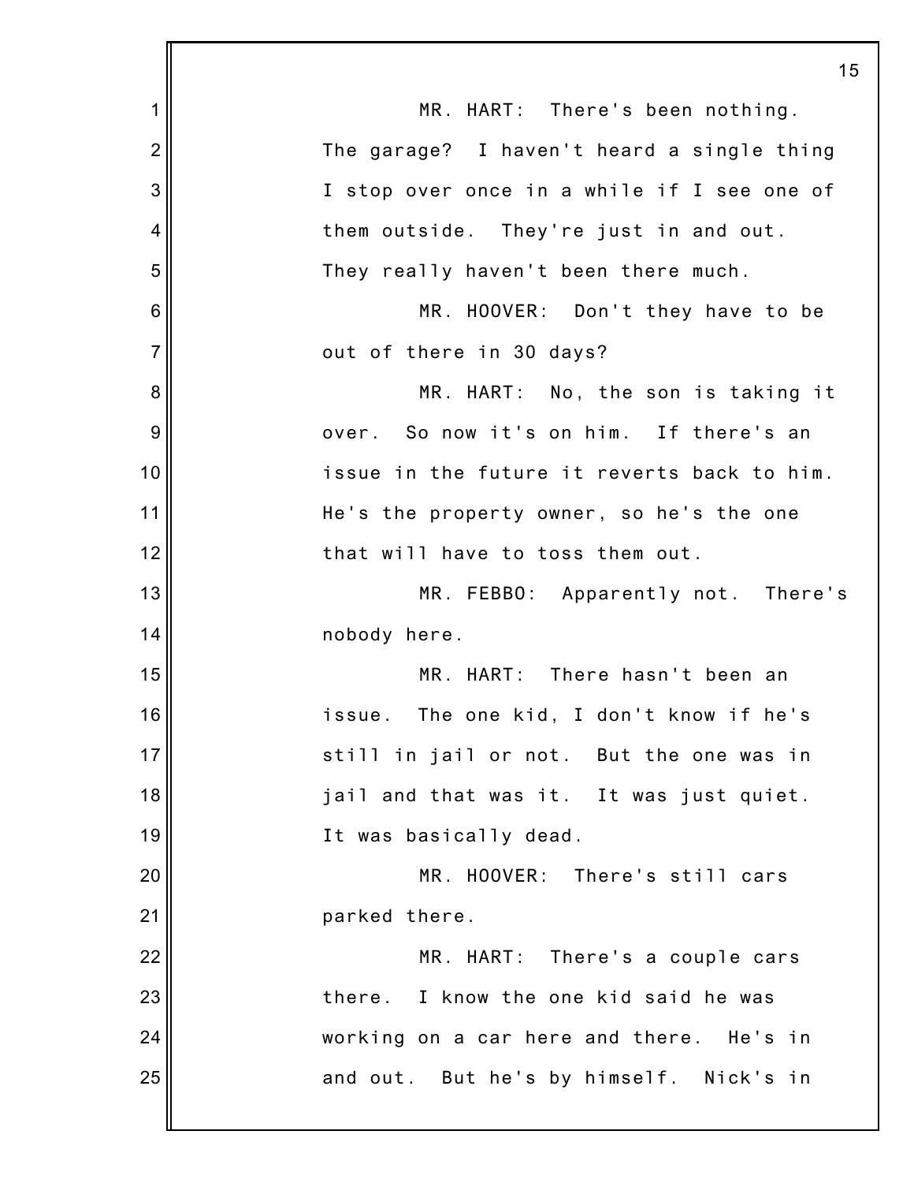MR. HART: There's been nothing. The garage? I haven't heard a single thing I stop over once in a while if I see one of them outside. They're just in and out. They really haven't been there much.

MR. HOOVER: Don't they have to be out of there in 30 days?

MR. HART: No, the son is taking it over. So now it's on him. If there's an issue in the future it reverts back to him. He's the property owner, so he's the one that will have to toss them out.

MR. FEBBO: Apparently not. There's nobody here.

MR. HART: There hasn't been an issue. The one kid, I don't know if he's still in jail or not. But the one was in jail and that was it. It was just quiet. It was basically dead.

MR. HOOVER: There's still cars parked there.

MR. HART: There's a couple cars there. I know the one kid said he was working on a car here and there. He's in and out. But he's by himself. Nick's in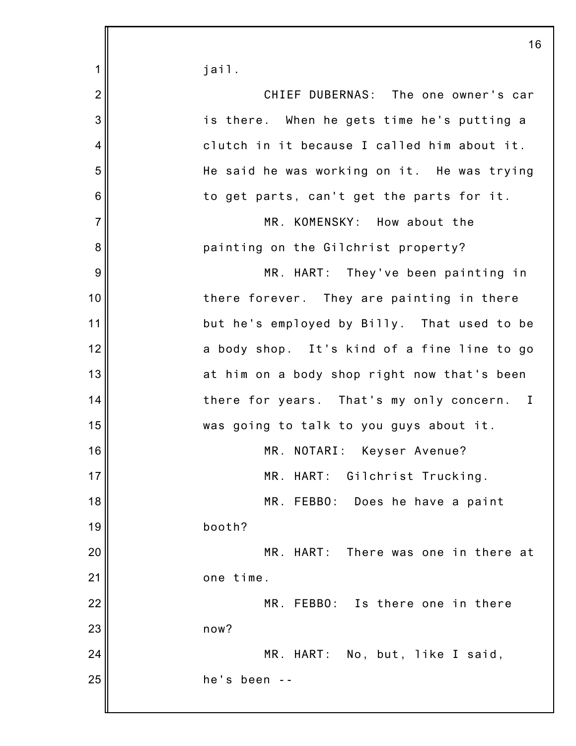jail.

CHIEF DUBERNAS: The one owner's car is there. When he gets time he's putting a clutch in it because I called him about it. He said he was working on it. He was trying to get parts, can't get the parts for it.

MR. KOMENSKY: How about the painting on the Gilchrist property?

MR. HART: They've been painting in there forever. They are painting in there but he's employed by Billy. That used to be a body shop. It's kind of a fine line to go at him on a body shop right now that's been there for years. That's my only concern. I was going to talk to you guys about it.

MR. NOTARI: Keyser Avenue?

MR. HART: Gilchrist Trucking.

MR. FEBBO: Does he have a paint booth?

MR. HART: There was one in there at one time.

MR. FEBBO: Is there one in there now?

MR. HART: No, but, like I said, he's been --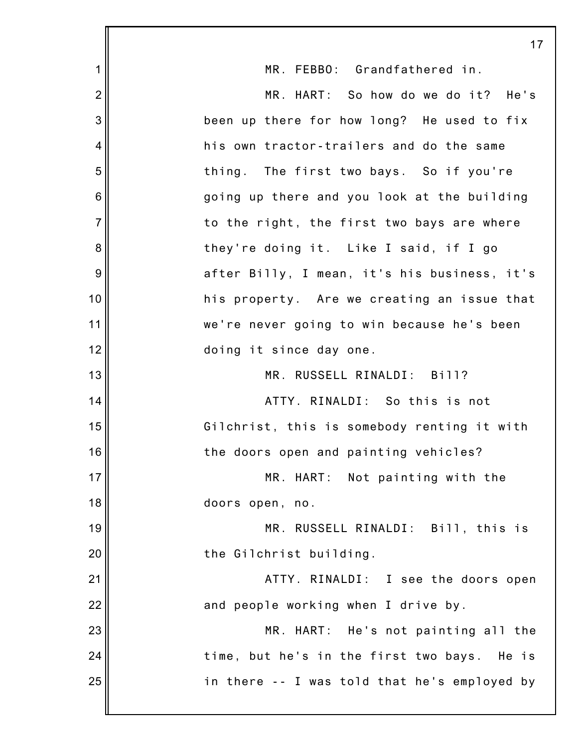MR. FEBBO: Grandfathered in.

MR. HART: So how do we do it? He's been up there for how long? He used to fix his own tractor-trailers and do the same thing. The first two bays. So if you're going up there and you look at the building to the right, the first two bays are where they're doing it. Like I said, if I go after Billy, I mean, it's his business, it's his property. Are we creating an issue that we're never going to win because he's been doing it since day one.

MR. RUSSELL RINALDI: Bill?

ATTY. RINALDI: So this is not Gilchrist, this is somebody renting it with the doors open and painting vehicles?

MR. HART: Not painting with the doors open, no.

MR. RUSSELL RINALDI: Bill, this is the Gilchrist building.

ATTY. RINALDI: I see the doors open and people working when I drive by.

MR. HART: He's not painting all the time, but he's in the first two bays. He is in there -- I was told that he's employed by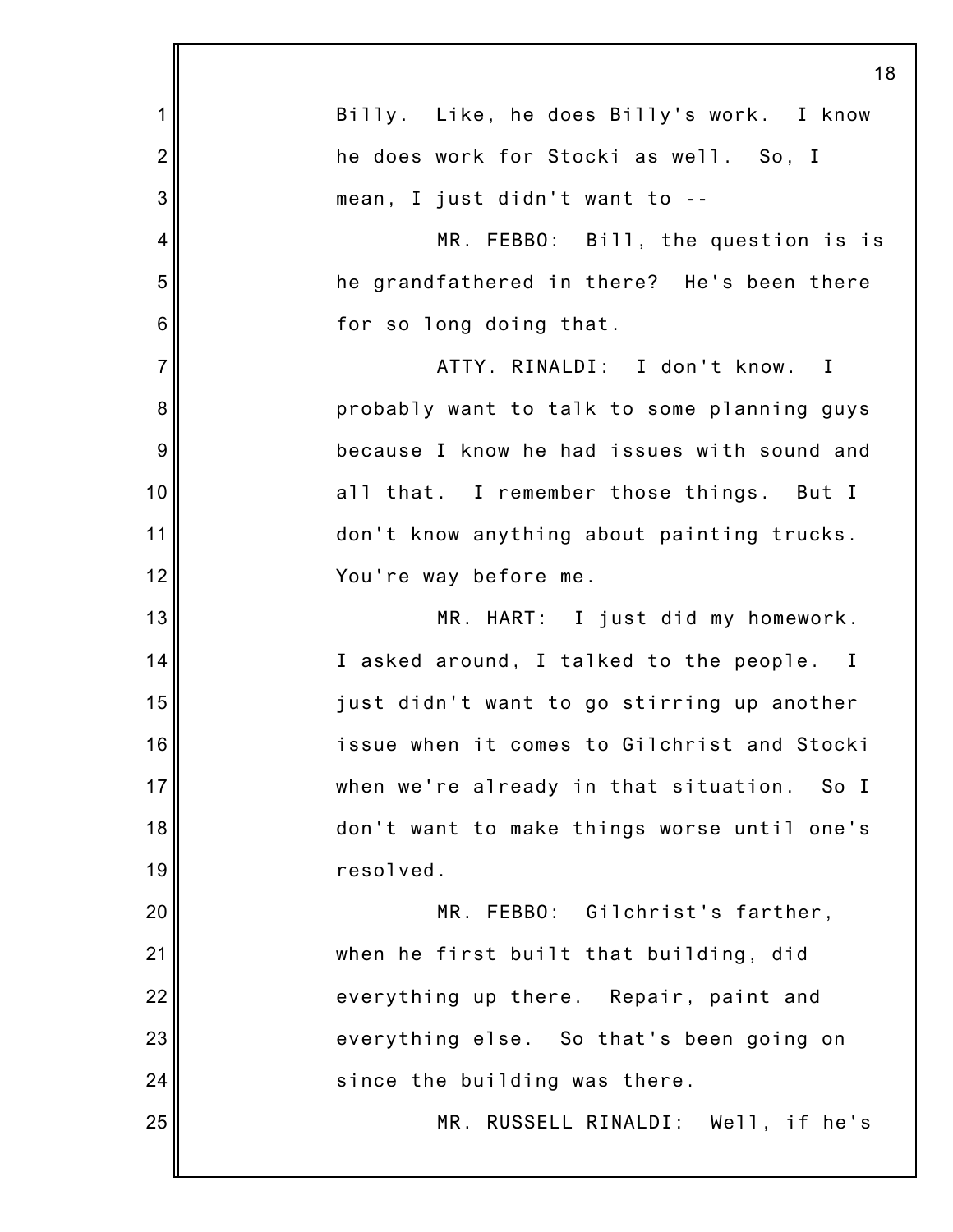Billy. Like, he does Billy's work. I know he does work for Stocki as well. So, I mean, I just didn't want to --

MR. FEBBO: Bill, the question is is he grandfathered in there? He's been there for so long doing that.

ATTY. RINALDI: I don't know. I probably want to talk to some planning guys because I know he had issues with sound and all that. I remember those things. But I don't know anything about painting trucks. You're way before me.

MR. HART: I just did my homework. I asked around, I talked to the people. I just didn't want to go stirring up another issue when it comes to Gilchrist and Stocki when we're already in that situation. So I don't want to make things worse until one's resolved.

MR. FEBBO: Gilchrist's farther, when he first built that building, did everything up there. Repair, paint and everything else. So that's been going on since the building was there.

MR. RUSSELL RINALDI: Well, if he's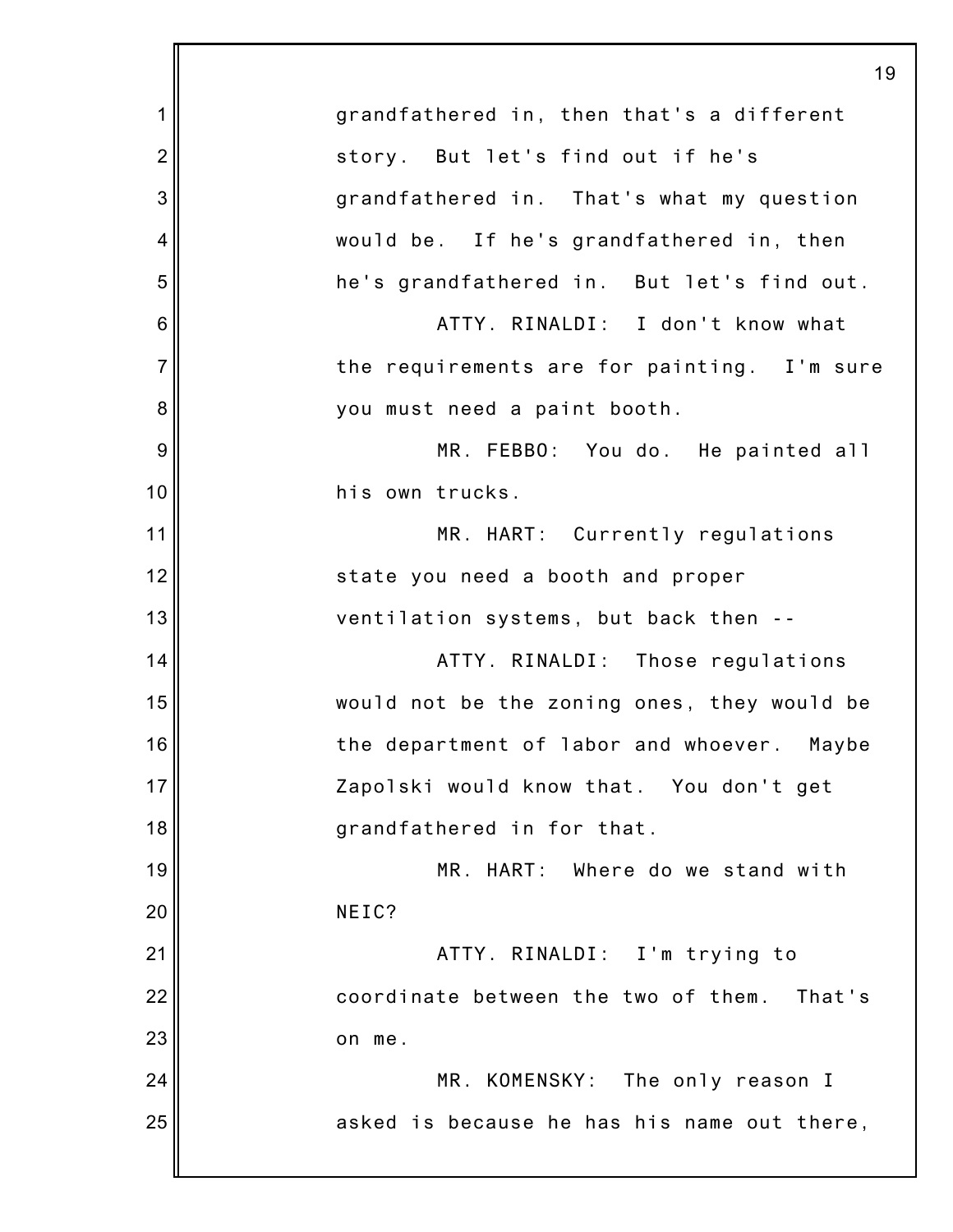grandfathered in, then that's a different story. But let's find out if he's grandfathered in. That's what my question would be. If he's grandfathered in, then he's grandfathered in. But let's find out.

ATTY. RINALDI: I don't know what the requirements are for painting. I'm sure you must need a paint booth.

MR. FEBBO: You do. He painted all his own trucks.

MR. HART: Currently regulations state you need a booth and proper ventilation systems, but back then --

ATTY. RINALDI: Those regulations would not be the zoning ones, they would be the department of labor and whoever. Maybe Zapolski would know that. You don't get grandfathered in for that.

MR. HART: Where do we stand with NEIC?

ATTY. RINALDI: I'm trying to coordinate between the two of them. That's on me.

MR. KOMENSKY: The only reason I asked is because he has his name out there,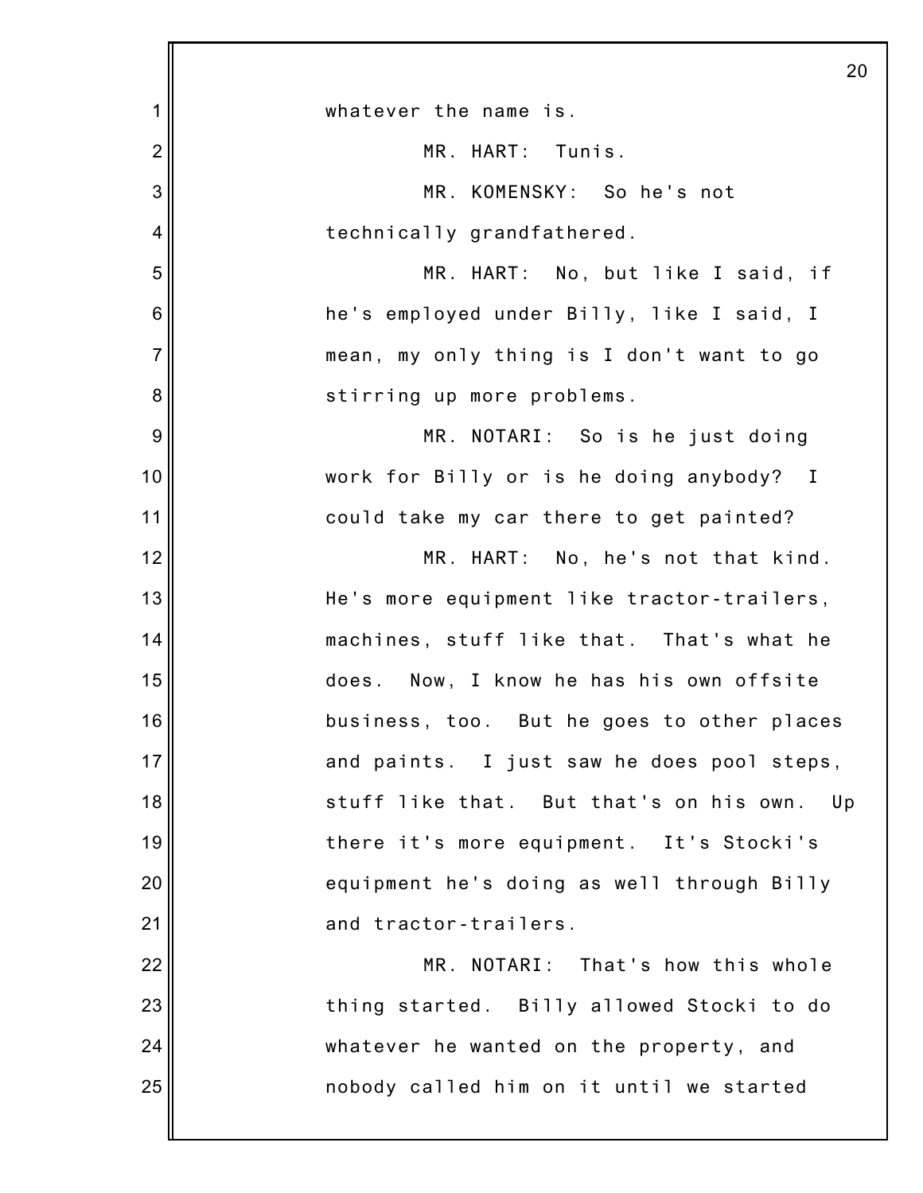whatever the name is.

MR. HART: Tunis.

MR. KOMENSKY: So he's not technically grandfathered.

MR. HART: No, but like I said, if he's employed under Billy, like I said, I mean, my only thing is I don't want to go stirring up more problems.

MR. NOTARI: So is he just doing work for Billy or is he doing anybody? I could take my car there to get painted?

MR. HART: No, he's not that kind. He's more equipment like tractor-trailers, machines, stuff like that. That's what he does. Now, I know he has his own offsite business, too. But he goes to other places and paints. I just saw he does pool steps, stuff like that. But that's on his own. Up there it's more equipment. It's Stocki's equipment he's doing as well through Billy and tractor-trailers.

MR. NOTARI: That's how this whole thing started. Billy allowed Stocki to do whatever he wanted on the property, and nobody called him on it until we started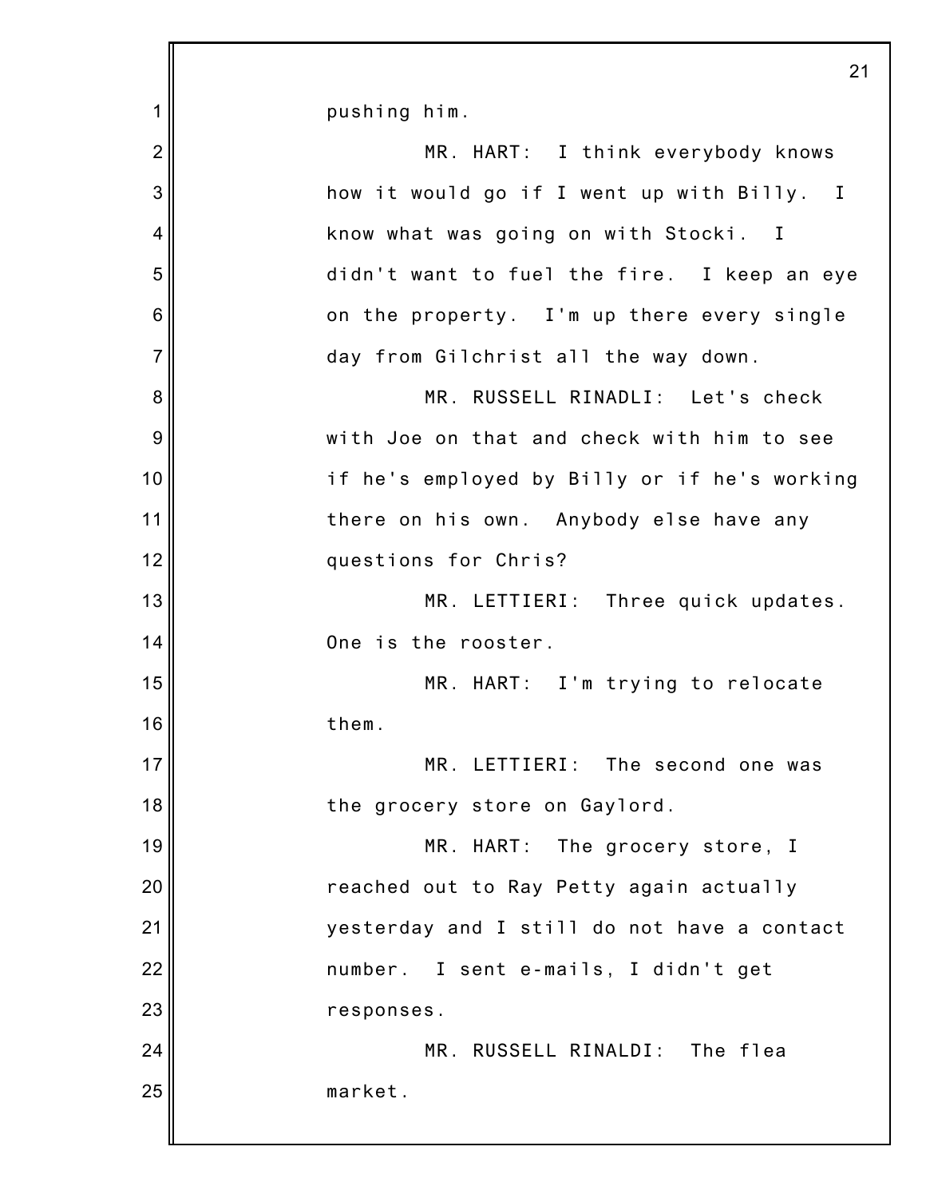pushing him.

MR. HART: I think everybody knows how it would go if I went up with Billy. I know what was going on with Stocki. I didn't want to fuel the fire. I keep an eye on the property. I'm up there every single day from Gilchrist all the way down.

MR. RUSSELL RINADLI: Let's check with Joe on that and check with him to see if he's employed by Billy or if he's working there on his own. Anybody else have any questions for Chris?

MR. LETTIERI: Three quick updates. One is the rooster.

MR. HART: I'm trying to relocate them.

MR. LETTIERI: The second one was the grocery store on Gaylord.

MR. HART: The grocery store, I reached out to Ray Petty again actually yesterday and I still do not have a contact number. I sent e-mails, I didn't get responses.

MR. RUSSELL RINALDI: The flea market.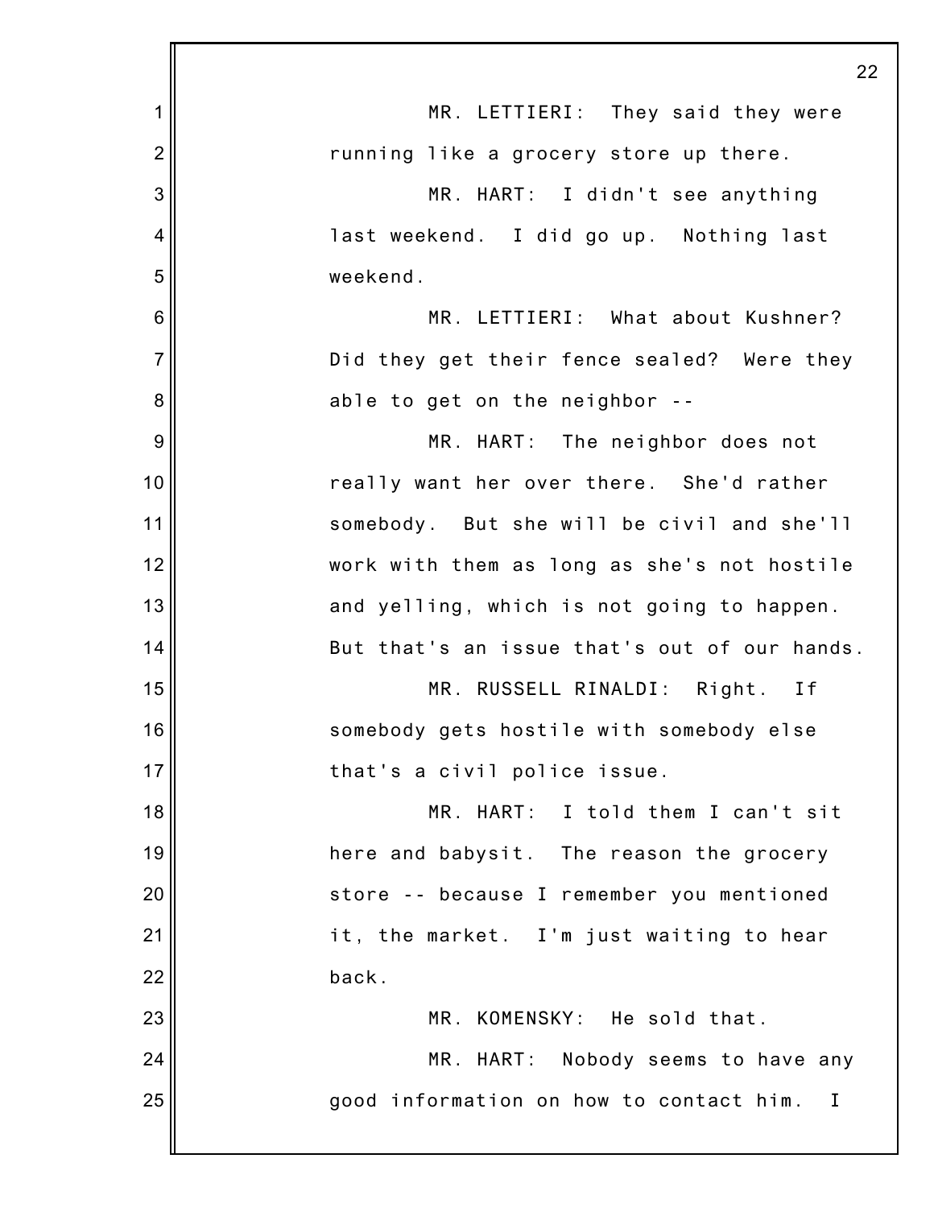MR. LETTIERI: They said they were running like a grocery store up there.

MR. HART: I didn't see anything last weekend. I did go up. Nothing last weekend.

MR. LETTIERI: What about Kushner? Did they get their fence sealed? Were they able to get on the neighbor --

MR. HART: The neighbor does not really want her over there. She'd rather somebody. But she will be civil and she'll work with them as long as she's not hostile and yelling, which is not going to happen. But that's an issue that's out of our hands.

MR. RUSSELL RINALDI: Right. If somebody gets hostile with somebody else that's a civil police issue.

MR. HART: I told them I can't sit here and babysit. The reason the grocery store -- because I remember you mentioned it, the market. I'm just waiting to hear back.

MR. KOMENSKY: He sold that.

MR. HART: Nobody seems to have any good information on how to contact him. I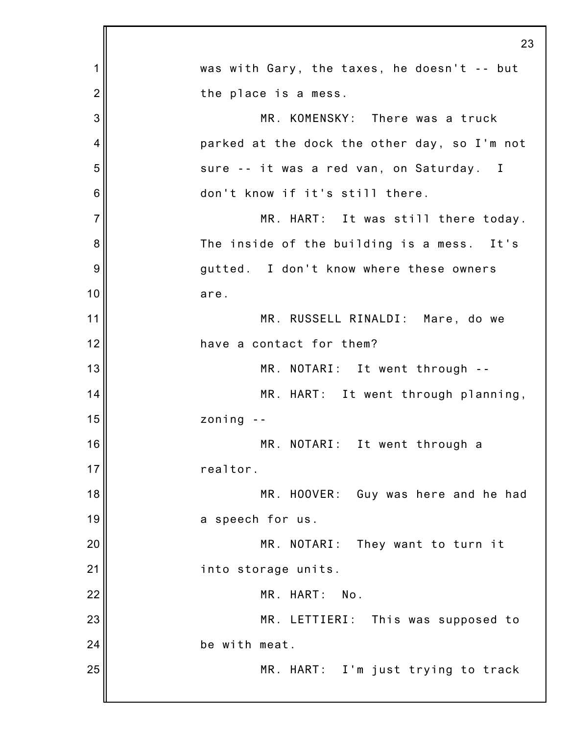was with Gary, the taxes, he doesn't -- but the place is a mess.

MR. KOMENSKY: There was a truck parked at the dock the other day, so I'm not sure -- it was a red van, on Saturday. I don't know if it's still there.

MR. HART: It was still there today. The inside of the building is a mess. It's gutted. I don't know where these owners are.

MR. RUSSELL RINALDI: Mare, do we have a contact for them?

MR. NOTARI: It went through --

MR. HART: It went through planning, zoning --

MR. NOTARI: It went through a realtor.

MR. HOOVER: Guy was here and he had a speech for us.

MR. NOTARI: They want to turn it into storage units.

MR. HART: No.

MR. LETTIERI: This was supposed to be with meat.

MR. HART: I'm just trying to track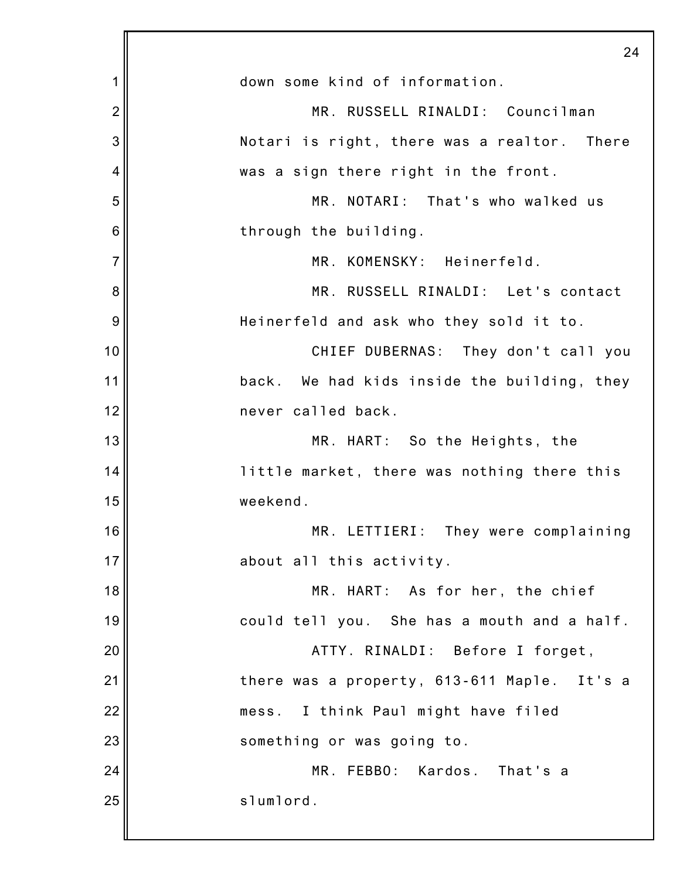down some kind of information.

MR. RUSSELL RINALDI: Councilman Notari is right, there was a realtor. There was a sign there right in the front.

MR. NOTARI: That's who walked us through the building.

MR. KOMENSKY: Heinerfeld.

MR. RUSSELL RINALDI: Let's contact Heinerfeld and ask who they sold it to.

CHIEF DUBERNAS: They don't call you back. We had kids inside the building, they never called back.

MR. HART: So the Heights, the little market, there was nothing there this weekend.

MR. LETTIERI: They were complaining about all this activity.

MR. HART: As for her, the chief could tell you. She has a mouth and a half.

ATTY. RINALDI: Before I forget, there was a property, 613-611 Maple. It's a mess. I think Paul might have filed something or was going to.

MR. FEBBO: Kardos. That's a slumlord.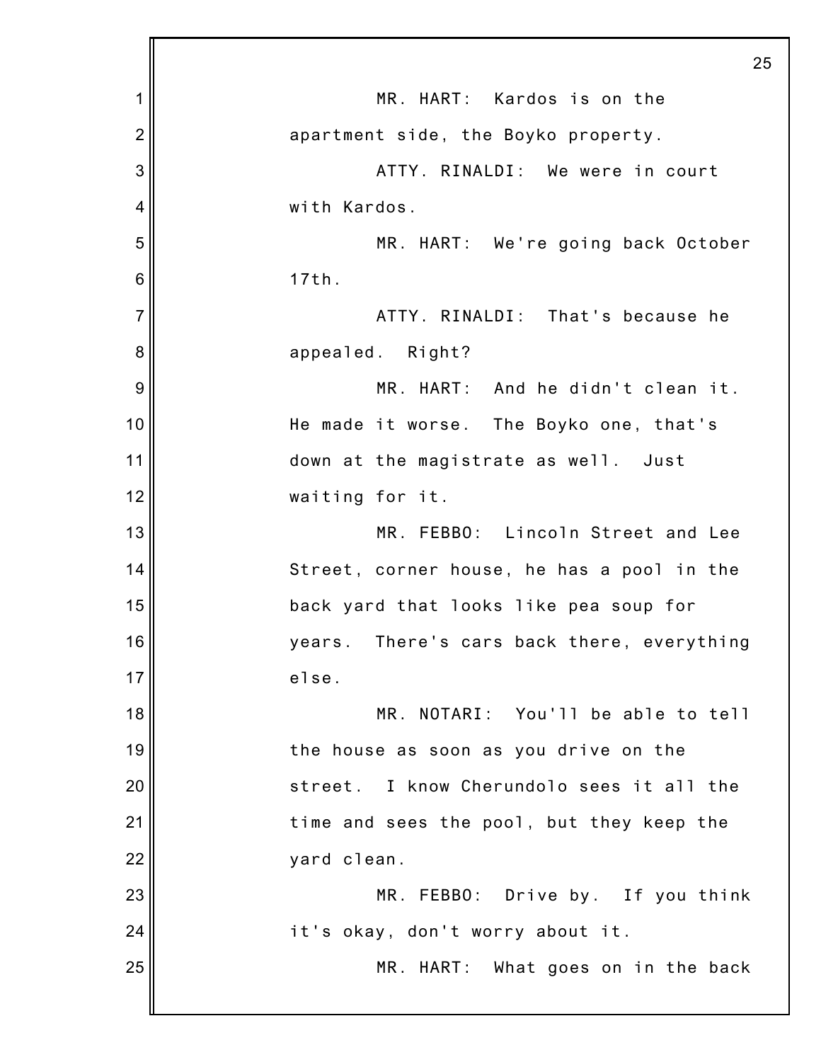MR. HART: Kardos is on the apartment side, the Boyko property.

ATTY. RINALDI: We were in court with Kardos.

MR. HART: We're going back October 17th.

ATTY. RINALDI: That's because he appealed. Right?

MR. HART: And he didn't clean it. He made it worse. The Boyko one, that's down at the magistrate as well. Just waiting for it.

MR. FEBBO: Lincoln Street and Lee Street, corner house, he has a pool in the back yard that looks like pea soup for years. There's cars back there, everything else.

MR. NOTARI: You'll be able to tell the house as soon as you drive on the street. I know Cherundolo sees it all the time and sees the pool, but they keep the yard clean.

MR. FEBBO: Drive by. If you think it's okay, don't worry about it.

MR. HART: What goes on in the back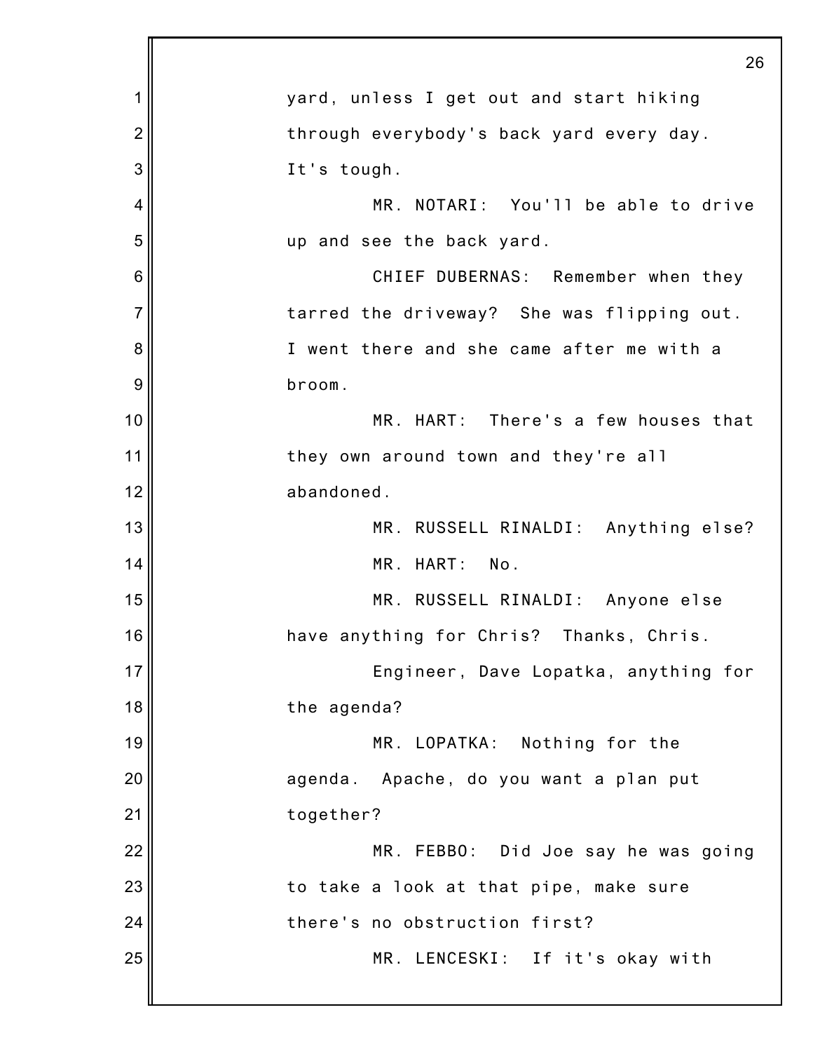yard, unless I get out and start hiking through everybody's back yard every day. It's tough.

MR. NOTARI: You'll be able to drive up and see the back yard.

CHIEF DUBERNAS: Remember when they tarred the driveway? She was flipping out. I went there and she came after me with a broom.

MR. HART: There's a few houses that they own around town and they're all abandoned.

MR. RUSSELL RINALDI: Anything else?

MR. HART: No.

MR. RUSSELL RINALDI: Anyone else have anything for Chris? Thanks, Chris.

Engineer, Dave Lopatka, anything for the agenda?

MR. LOPATKA: Nothing for the agenda. Apache, do you want a plan put together?

MR. FEBBO: Did Joe say he was going to take a look at that pipe, make sure there's no obstruction first?

MR. LENCESKI: If it's okay with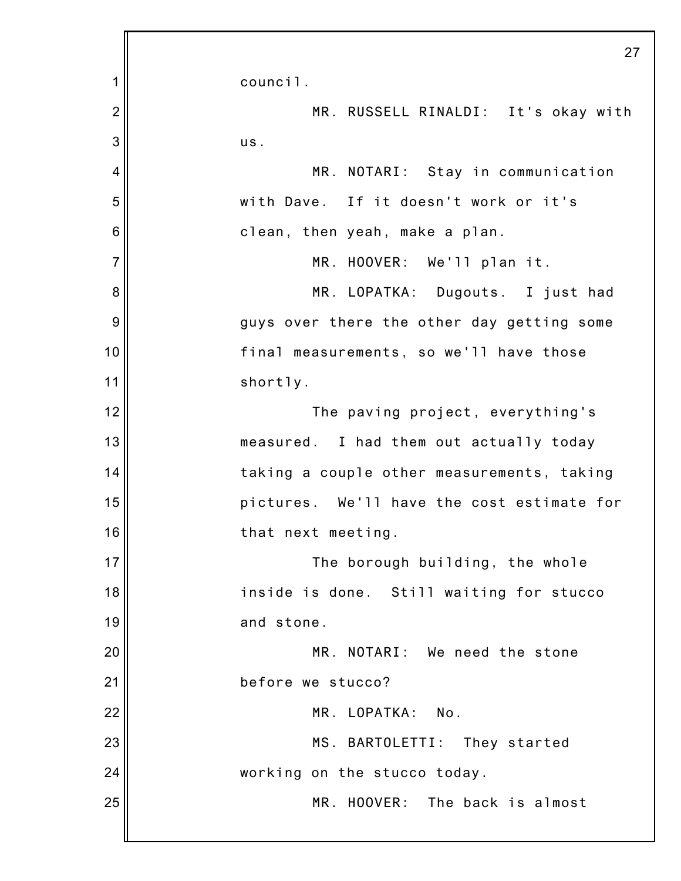council.

MR. RUSSELL RINALDI: It's okay with us.

MR. NOTARI: Stay in communication with Dave. If it doesn't work or it's clean, then yeah, make a plan.

MR. HOOVER: We'll plan it.

MR. LOPATKA: Dugouts. I just had guys over there the other day getting some final measurements, so we'll have those shortly.

The paving project, everything's measured. I had them out actually today taking a couple other measurements, taking pictures. We'll have the cost estimate for that next meeting.

The borough building, the whole inside is done. Still waiting for stucco and stone.

MR. NOTARI: We need the stone before we stucco?

MR. LOPATKA: No.

MS. BARTOLETTI: They started working on the stucco today.

MR. HOOVER: The back is almost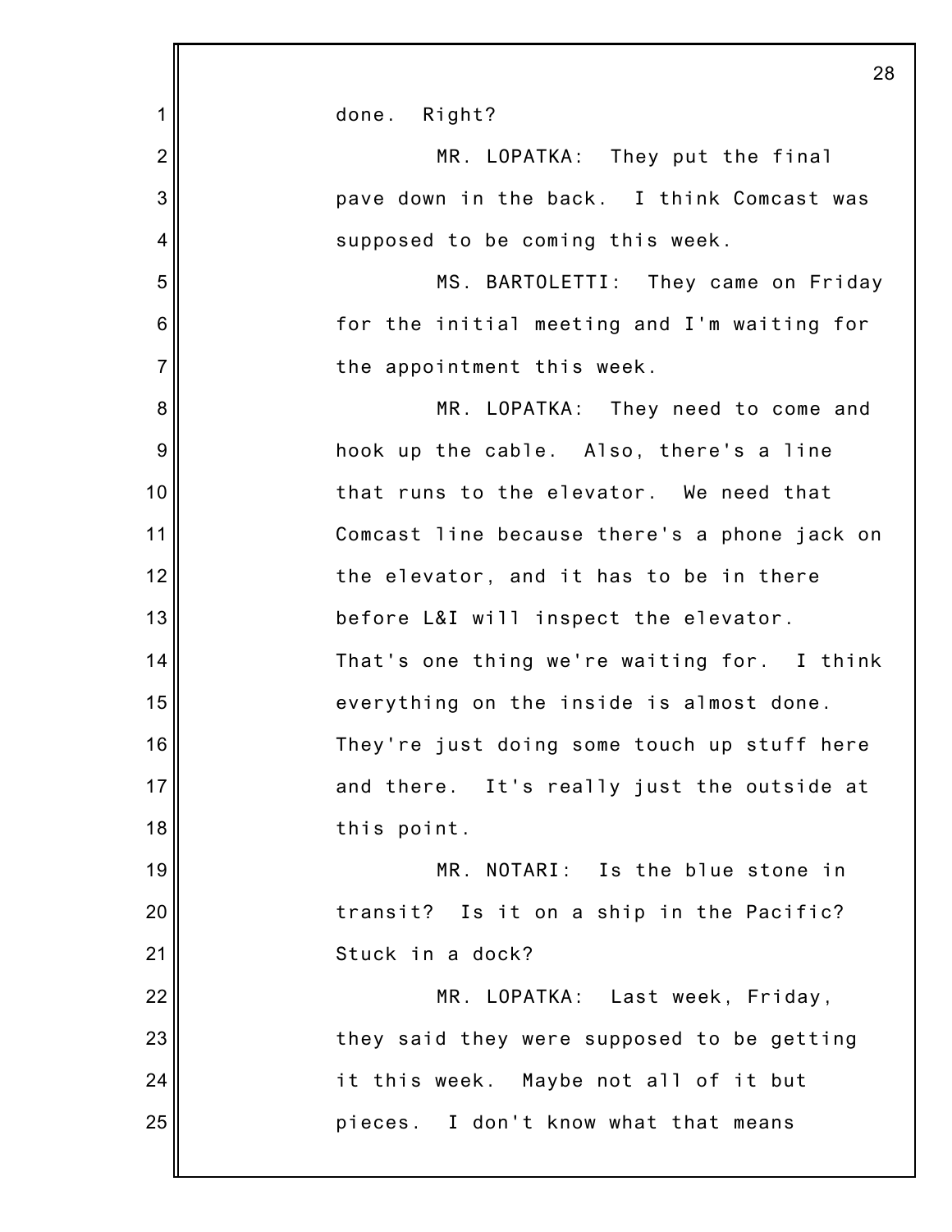done. Right?

MR. LOPATKA: They put the final pave down in the back. I think Comcast was supposed to be coming this week.

MS. BARTOLETTI: They came on Friday for the initial meeting and I'm waiting for the appointment this week.

MR. LOPATKA: They need to come and hook up the cable. Also, there's a line that runs to the elevator. We need that Comcast line because there's a phone jack on the elevator, and it has to be in there before L&I will inspect the elevator. That's one thing we're waiting for. I think everything on the inside is almost done. They're just doing some touch up stuff here and there. It's really just the outside at this point.

MR. NOTARI: Is the blue stone in transit? Is it on a ship in the Pacific? Stuck in a dock?

MR. LOPATKA: Last week, Friday, they said they were supposed to be getting it this week. Maybe not all of it but pieces. I don't know what that means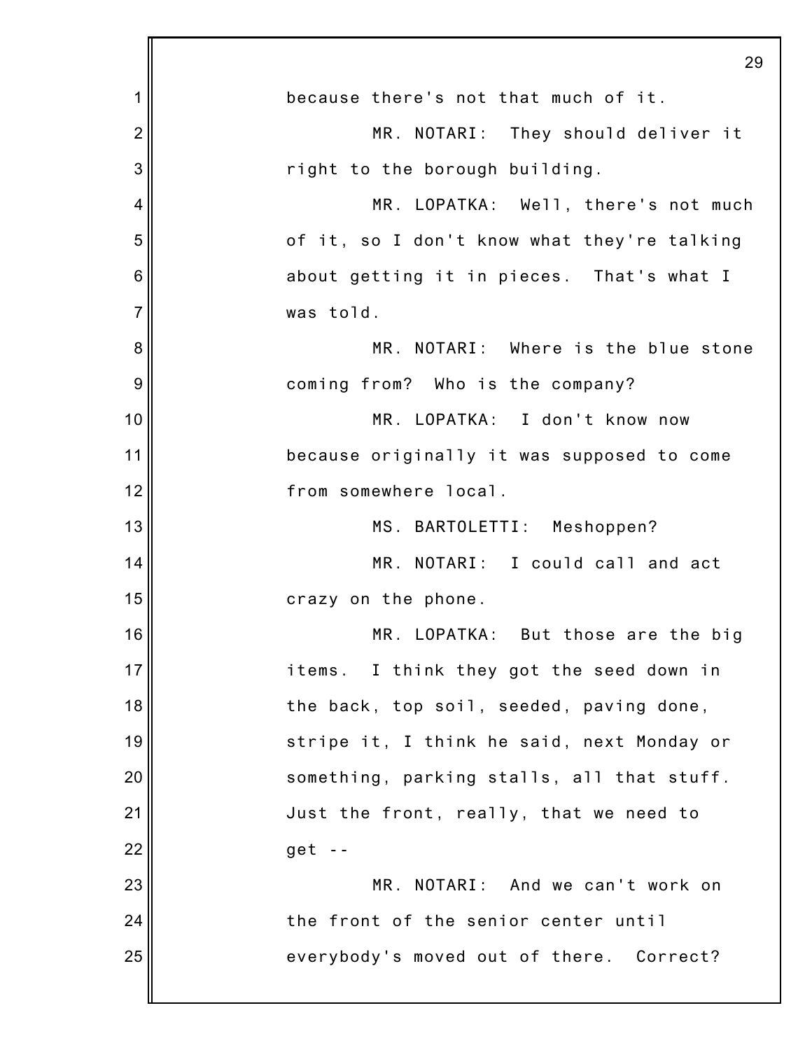because there's not that much of it.

MR. NOTARI: They should deliver it right to the borough building.

MR. LOPATKA: Well, there's not much of it, so I don't know what they're talking about getting it in pieces. That's what I was told.

MR. NOTARI: Where is the blue stone coming from? Who is the company?

MR. LOPATKA: I don't know now because originally it was supposed to come from somewhere local.

MS. BARTOLETTI: Meshoppen?

MR. NOTARI: I could call and act crazy on the phone.

MR. LOPATKA: But those are the big items. I think they got the seed down in the back, top soil, seeded, paving done, stripe it, I think he said, next Monday or something, parking stalls, all that stuff. Just the front, really, that we need to get --

MR. NOTARI: And we can't work on the front of the senior center until everybody's moved out of there. Correct?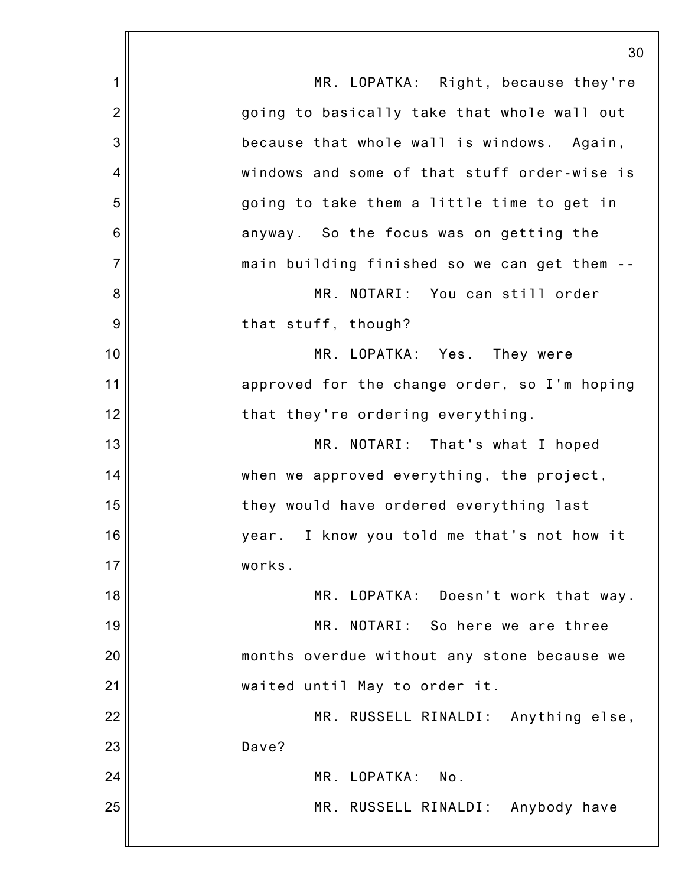MR. LOPATKA: Right, because they're going to basically take that whole wall out because that whole wall is windows. Again, windows and some of that stuff order-wise is going to take them a little time to get in anyway. So the focus was on getting the main building finished so we can get them --

MR. NOTARI: You can still order that stuff, though?

MR. LOPATKA: Yes. They were approved for the change order, so I'm hoping that they're ordering everything.

MR. NOTARI: That's what I hoped when we approved everything, the project, they would have ordered everything last year. I know you told me that's not how it works.

MR. LOPATKA: Doesn't work that way.

MR. NOTARI: So here we are three months overdue without any stone because we waited until May to order it.

MR. RUSSELL RINALDI: Anything else, Dave?

MR. LOPATKA: No.

MR. RUSSELL RINALDI: Anybody have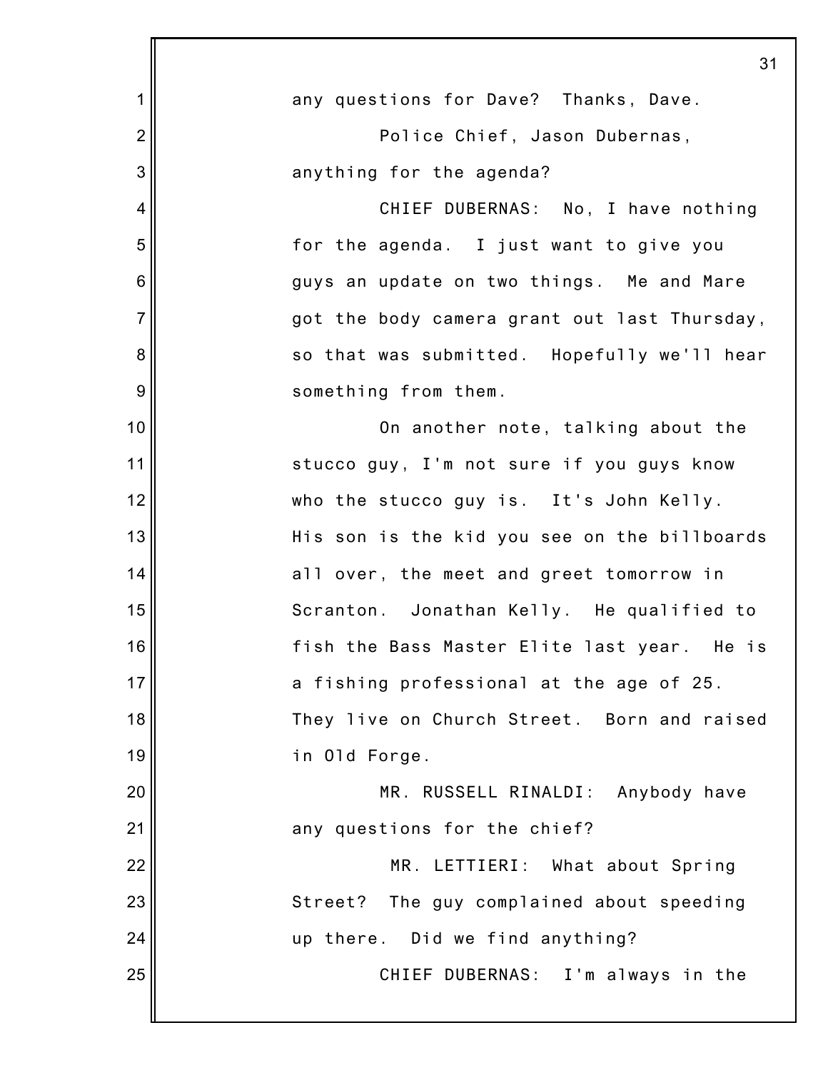any questions for Dave? Thanks, Dave.

Police Chief, Jason Dubernas, anything for the agenda?

CHIEF DUBERNAS: No, I have nothing for the agenda. I just want to give you guys an update on two things. Me and Mare got the body camera grant out last Thursday, so that was submitted. Hopefully we'll hear something from them.

On another note, talking about the stucco guy, I'm not sure if you guys know who the stucco guy is. It's John Kelly. His son is the kid you see on the billboards all over, the meet and greet tomorrow in Scranton. Jonathan Kelly. He qualified to fish the Bass Master Elite last year. He is a fishing professional at the age of 25. They live on Church Street. Born and raised in Old Forge.

MR. RUSSELL RINALDI: Anybody have any questions for the chief?

MR. LETTIERI: What about Spring Street? The guy complained about speeding up there. Did we find anything?

CHIEF DUBERNAS: I'm always in the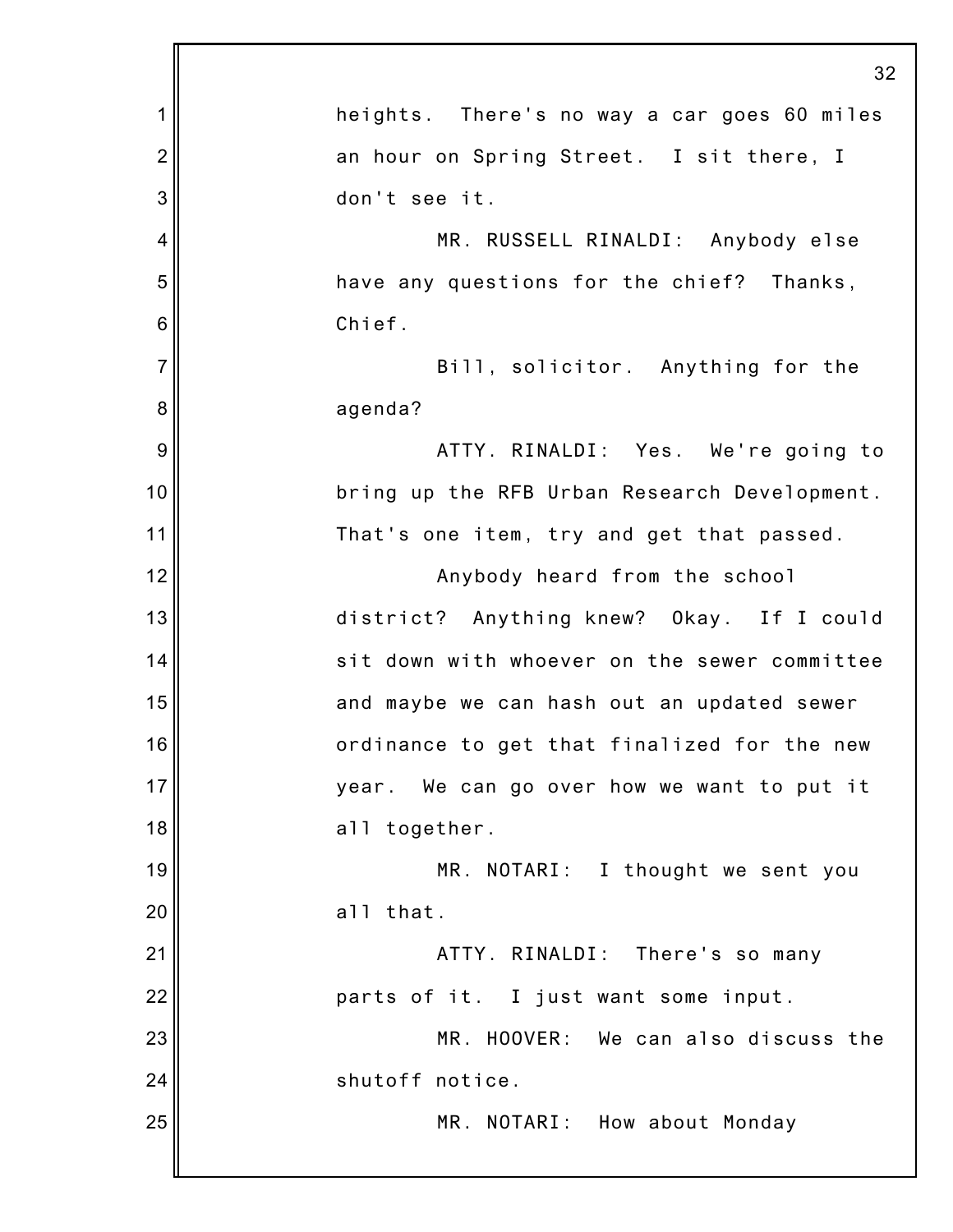heights. There's no way a car goes 60 miles an hour on Spring Street. I sit there, I don't see it.

MR. RUSSELL RINALDI: Anybody else have any questions for the chief? Thanks, Chief.

Bill, solicitor. Anything for the agenda?

ATTY. RINALDI: Yes. We're going to bring up the RFB Urban Research Development. That's one item, try and get that passed.

Anybody heard from the school district? Anything knew? Okay. If I could sit down with whoever on the sewer committee and maybe we can hash out an updated sewer ordinance to get that finalized for the new year. We can go over how we want to put it all together.

MR. NOTARI: I thought we sent you all that.

ATTY. RINALDI: There's so many parts of it. I just want some input.

MR. HOOVER: We can also discuss the shutoff notice.

MR. NOTARI: How about Monday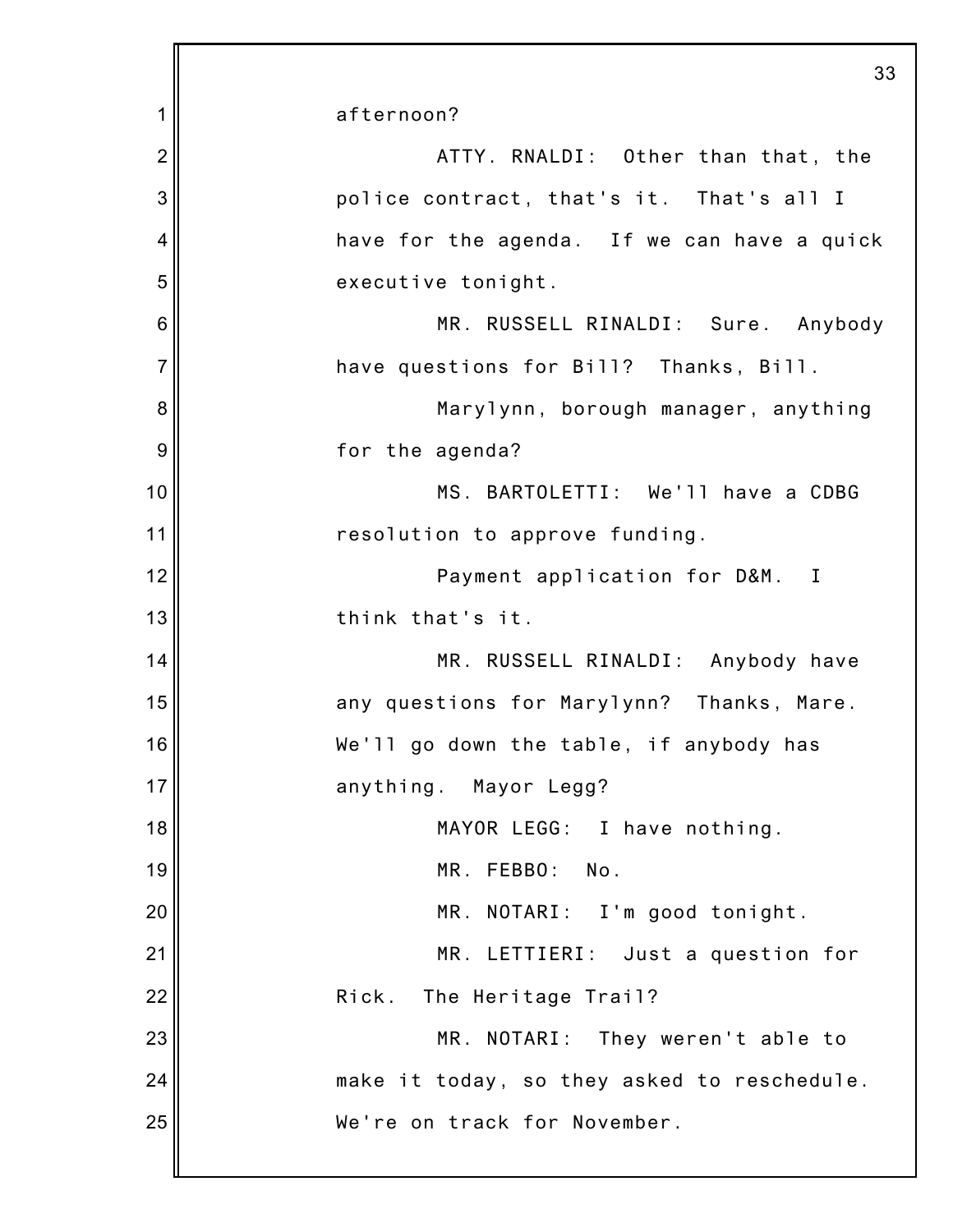afternoon?

ATTY. RNALDI: Other than that, the police contract, that's it. That's all I have for the agenda. If we can have a quick executive tonight.

MR. RUSSELL RINALDI: Sure. Anybody have questions for Bill? Thanks, Bill.

Marylynn, borough manager, anything for the agenda?

MS. BARTOLETTI: We'll have a CDBG resolution to approve funding.

Payment application for D&M. I think that's it.

MR. RUSSELL RINALDI: Anybody have any questions for Marylynn? Thanks, Mare. We'll go down the table, if anybody has anything. Mayor Legg?

MAYOR LEGG: I have nothing.

MR. FEBBO: No.

MR. NOTARI: I'm good tonight.

MR. LETTIERI: Just a question for Rick. The Heritage Trail?

MR. NOTARI: They weren't able to make it today, so they asked to reschedule. We're on track for November.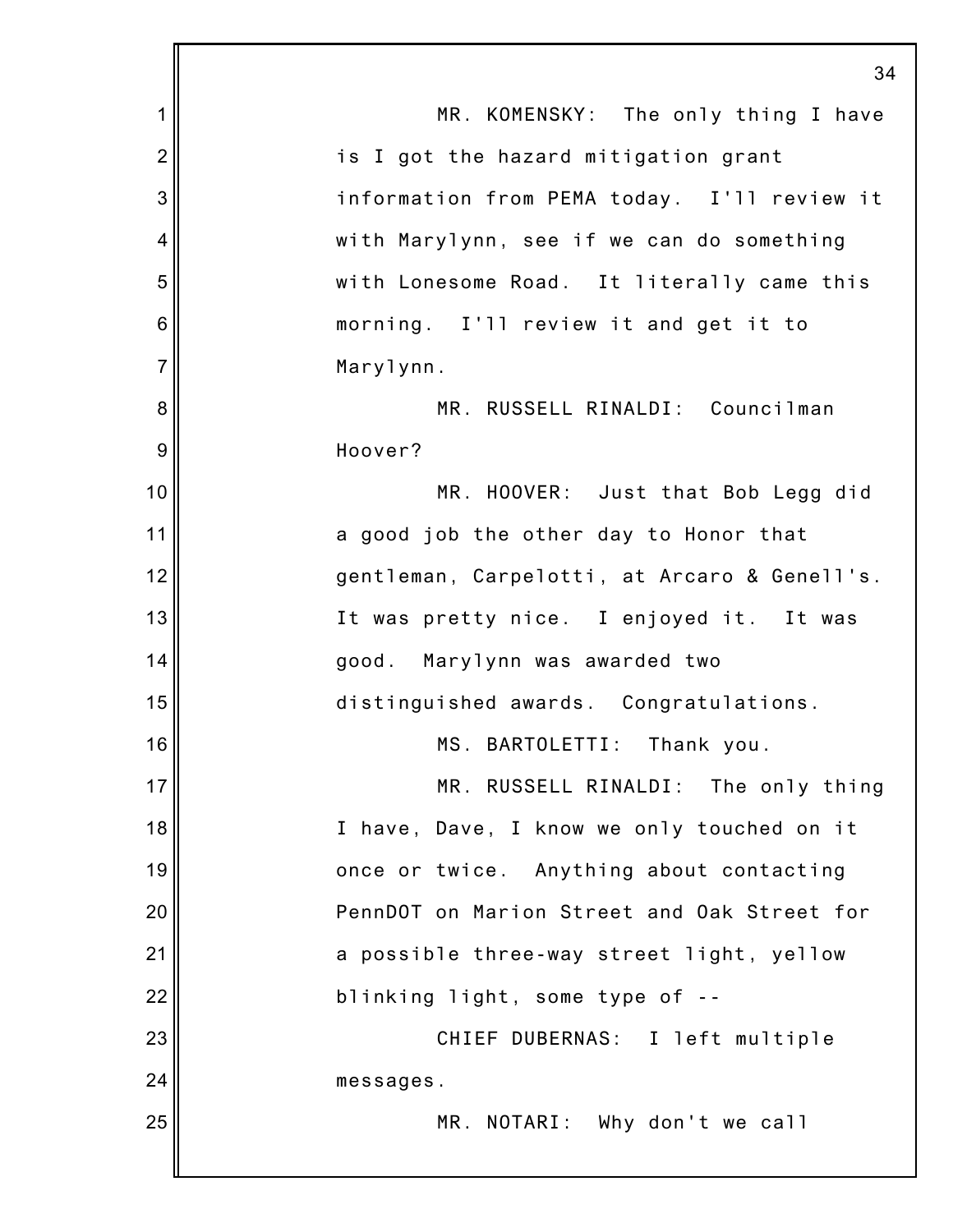MR. KOMENSKY: The only thing I have is I got the hazard mitigation grant information from PEMA today. I'll review it with Marylynn, see if we can do something with Lonesome Road. It literally came this morning. I'll review it and get it to Marylynn.

MR. RUSSELL RINALDI: Councilman Hoover?

MR. HOOVER: Just that Bob Legg did a good job the other day to Honor that gentleman, Carpelotti, at Arcaro & Genell's. It was pretty nice. I enjoyed it. It was good. Marylynn was awarded two distinguished awards. Congratulations.

MS. BARTOLETTI: Thank you.

MR. RUSSELL RINALDI: The only thing I have, Dave, I know we only touched on it once or twice. Anything about contacting PennDOT on Marion Street and Oak Street for a possible three-way street light, yellow blinking light, some type of --

CHIEF DUBERNAS: I left multiple messages.

MR. NOTARI: Why don't we call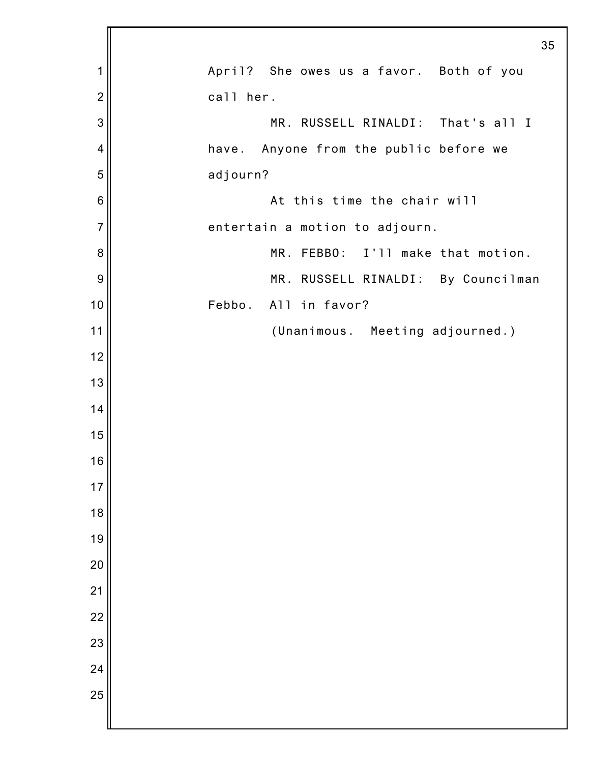April? She owes us a favor. Both of you call her.

MR. RUSSELL RINALDI: That's all I have. Anyone from the public before we adjourn?

At this time the chair will entertain a motion to adjourn.

MR. FEBBO: I'll make that motion.

MR. RUSSELL RINALDI: By Councilman Febbo. All in favor?

(Unanimous. Meeting adjourned.)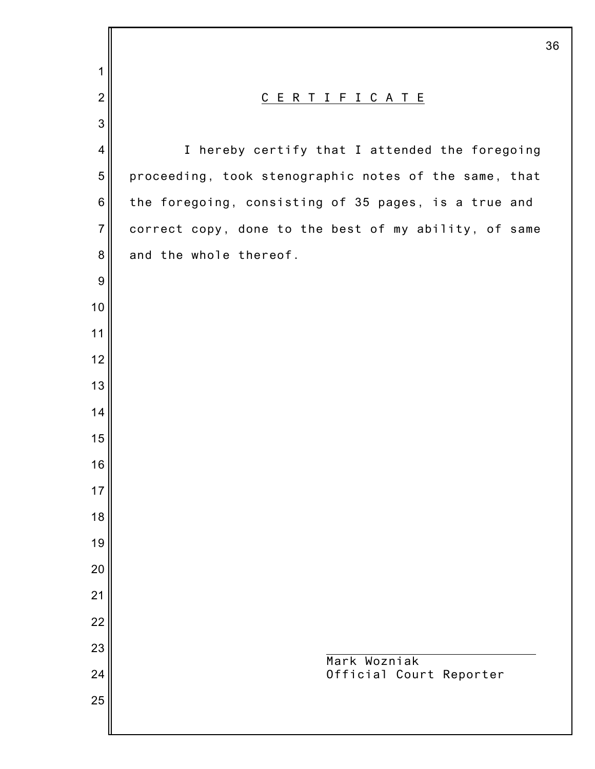## C E R T I F I C A T E

I hereby certify that I attended the foregoing proceeding, took stenographic notes of the same, that the foregoing, consisting of 35 pages, is a true and correct copy, done to the best of my ability, of same and the whole thereof.

Mark Wozniak
Official Court Reporter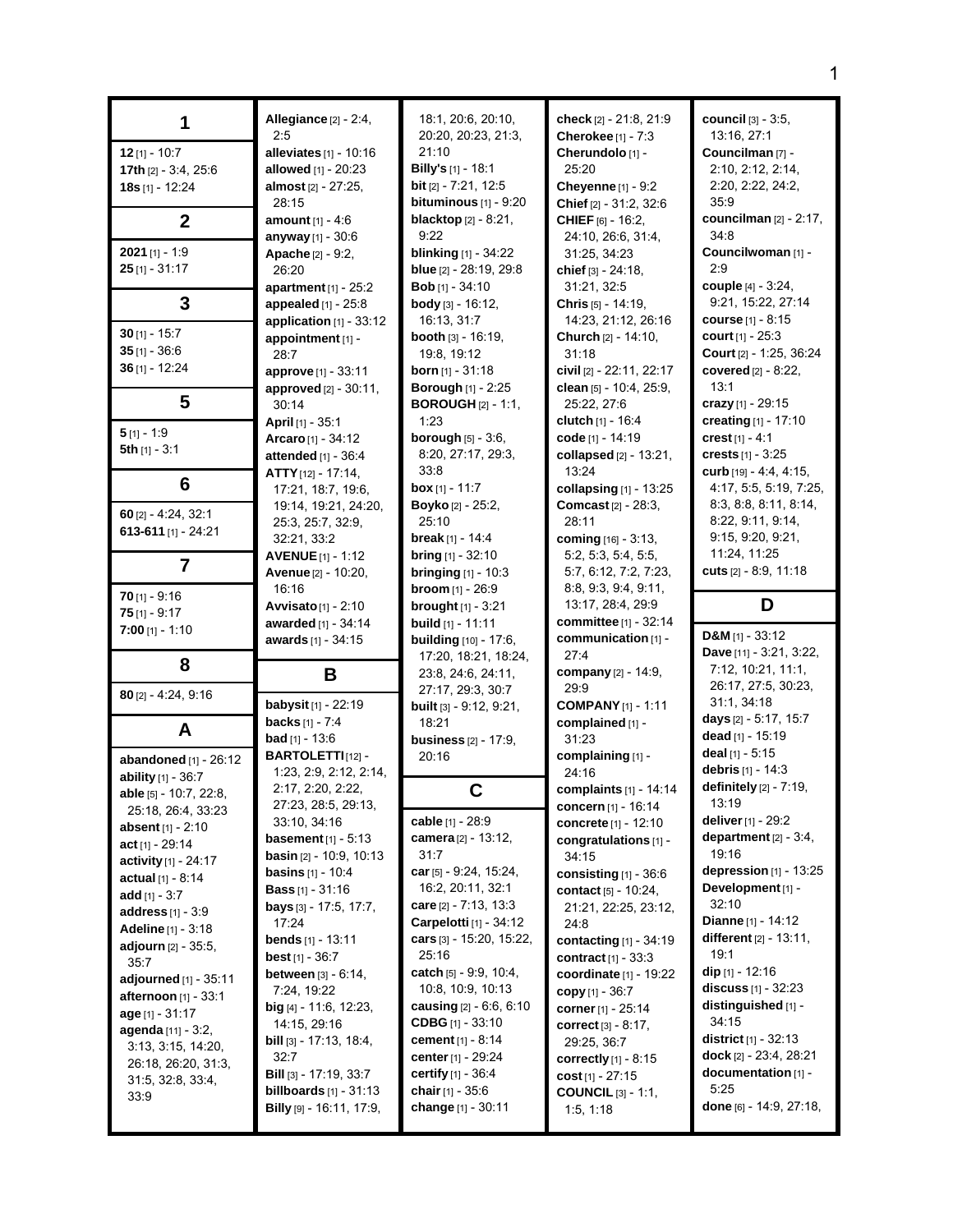## 1

**12** [1] - 10:7
**17th** [2] - 3:4, 25:6
**18s** [1] - 12:24

## 2

**2021** [1] - 1:9
**25** [1] - 31:17

## 3

**30** [1] - 15:7
**35** [1] - 36:6
**36** [1] - 12:24

## 5

**5** [1] - 1:9
**5th** [1] - 3:1

## 6

**60** [2] - 4:24, 32:1
**613-611** [1] - 24:21

## 7

**70** [1] - 9:16
**75** [1] - 9:17
**7:00** [1] - 1:10

## 8

**80** [2] - 4:24, 9:16

## A

**abandoned** [1] - 26:12
**ability** [1] - 36:7
**able** [5] - 10:7, 22:8, 25:18, 26:4, 33:23
**absent** [1] - 2:10
**act** [1] - 29:14
**activity** [1] - 24:17
**actual** [1] - 8:14
**add** [1] - 3:7
**address** [1] - 3:9
**Adeline** [1] - 3:18
**adjourn** [2] - 35:5, 35:7
**adjourned** [1] - 35:11
**afternoon** [1] - 33:1
**age** [1] - 31:17
**agenda** [11] - 3:2, 3:13, 3:15, 14:20, 26:18, 26:20, 31:3, 31:5, 32:8, 33:4, 33:9
**Allegiance** [2] - 2:4, 2:5
**alleviates** [1] - 10:16
**allowed** [1] - 20:23
**almost** [2] - 27:25, 28:15
**amount** [1] - 4:6
**anyway** [1] - 30:6
**Apache** [2] - 9:2, 26:20
**apartment** [1] - 25:2
**appealed** [1] - 25:8
**application** [1] - 33:12
**appointment** [1] - 28:7
**approve** [1] - 33:11
**approved** [2] - 30:11, 30:14
**April** [1] - 35:1
**Arcaro** [1] - 34:12
**attended** [1] - 36:4
**ATTY** [12] - 17:14, 17:21, 18:7, 19:6, 19:14, 19:21, 24:20, 25:3, 25:7, 32:9, 32:21, 33:2
**AVENUE** [1] - 1:12
**Avenue** [2] - 10:20, 16:16
**Avvisato** [1] - 2:10
**awarded** [1] - 34:14
**awards** [1] - 34:15

## B

**babysit** [1] - 22:19
**backs** [1] - 7:4
**bad** [1] - 13:6
**BARTOLETTI** [12] - 1:23, 2:9, 2:12, 2:14, 2:17, 2:20, 2:22, 27:23, 28:5, 29:13, 33:10, 34:16
**basement** [1] - 5:13
**basin** [2] - 10:9, 10:13
**basins** [1] - 10:4
**Bass** [1] - 31:16
**bays** [3] - 17:5, 17:7, 17:24
**bends** [1] - 13:11
**best** [1] - 36:7
**between** [3] - 6:14, 7:24, 19:22
**big** [4] - 11:6, 12:23, 14:15, 29:16
**bill** [3] - 17:13, 18:4, 32:7
**Bill** [3] - 17:19, 33:7
**billboards** [1] - 31:13
**Billy** [9] - 16:11, 17:9, 18:1, 20:6, 20:10, 20:20, 20:23, 21:3, 21:10
**Billy's** [1] - 18:1
**bit** [2] - 7:21, 12:5
**bituminous** [1] - 9:20
**blacktop** [2] - 8:21, 9:22
**blinking** [1] - 34:22
**blue** [2] - 28:19, 29:8
**Bob** [1] - 34:10
**body** [3] - 16:12, 16:13, 31:7
**booth** [3] - 16:19, 19:8, 19:12
**born** [1] - 31:18
**Borough** [1] - 2:25
**BOROUGH** [2] - 1:1, 1:23
**borough** [5] - 3:6, 8:20, 27:17, 29:3, 33:8
**box** [1] - 11:7
**Boyko** [2] - 25:2, 25:10
**break** [1] - 14:4
**bring** [1] - 32:10
**bringing** [1] - 10:3
**broom** [1] - 26:9
**brought** [1] - 3:21
**build** [1] - 11:11
**building** [10] - 17:6, 17:20, 18:21, 18:24, 23:8, 24:6, 24:11, 27:17, 29:3, 30:7
**built** [3] - 9:12, 9:21, 18:21
**business** [2] - 17:9, 20:16

## C

**cable** [1] - 28:9
**camera** [2] - 13:12, 31:7
**car** [5] - 9:24, 15:24, 16:2, 20:11, 32:1
**care** [2] - 7:13, 13:3
**Carpelotti** [1] - 34:12
**cars** [3] - 15:20, 15:22, 25:16
**catch** [5] - 9:9, 10:4, 10:8, 10:9, 10:13
**causing** [2] - 6:6, 6:10
**CDBG** [1] - 33:10
**cement** [1] - 8:14
**center** [1] - 29:24
**certify** [1] - 36:4
**chair** [1] - 35:6
**change** [1] - 30:11
**check** [2] - 21:8, 21:9
**Cherokee** [1] - 7:3
**Cherundolo** [1] - 25:20
**Cheyenne** [1] - 9:2
**Chief** [2] - 31:2, 32:6
**CHIEF** [6] - 16:2, 24:10, 26:6, 31:4, 31:25, 34:23
**chief** [3] - 24:18, 31:21, 32:5
**Chris** [5] - 14:19, 14:23, 21:12, 26:16
**Church** [2] - 14:10, 31:18
**civil** [2] - 22:11, 22:17
**clean** [5] - 10:4, 25:9, 25:22, 27:6
**clutch** [1] - 16:4
**code** [1] - 14:19
**collapsed** [2] - 13:21, 13:24
**collapsing** [1] - 13:25
**Comcast** [2] - 28:3, 28:11
**coming** [16] - 3:13, 5:2, 5:3, 5:4, 5:5, 5:7, 6:12, 7:2, 7:23, 8:8, 9:3, 9:4, 9:11, 13:17, 28:4, 29:9
**committee** [1] - 32:14
**communication** [1] - 27:4
**company** [2] - 14:9, 29:9
**COMPANY** [1] - 1:11
**complained** [1] - 31:23
**complaining** [1] - 24:16
**complaints** [1] - 14:14
**concern** [1] - 16:14
**concrete** [1] - 12:10
**congratulations** [1] - 34:15
**consisting** [1] - 36:6
**contact** [5] - 10:24, 21:21, 22:25, 23:12, 24:8
**contacting** [1] - 34:19
**contract** [1] - 33:3
**coordinate** [1] - 19:22
**copy** [1] - 36:7
**corner** [1] - 25:14
**correct** [3] - 8:17, 29:25, 36:7
**correctly** [1] - 8:15
**cost** [1] - 27:15
**COUNCIL** [3] - 1:1, 1:5, 1:18
**council** [3] - 3:5, 13:16, 27:1
**Councilman** [7] - 2:10, 2:12, 2:14, 2:20, 2:22, 24:2, 35:9
**councilman** [2] - 2:17, 34:8
**Councilwoman** [1] - 2:9
**couple** [4] - 3:24, 9:21, 15:22, 27:14
**course** [1] - 8:15
**court** [1] - 25:3
**Court** [2] - 1:25, 36:24
**covered** [2] - 8:22, 13:1
**crazy** [1] - 29:15
**creating** [1] - 17:10
**crest** [1] - 4:1
**crests** [1] - 3:25
**curb** [19] - 4:4, 4:15, 4:17, 5:5, 5:19, 7:25, 8:3, 8:8, 8:11, 8:14, 8:22, 9:11, 9:14, 9:15, 9:20, 9:21, 11:24, 11:25
**cuts** [2] - 8:9, 11:18

## D

**D&M** [1] - 33:12
**Dave** [11] - 3:21, 3:22, 7:12, 10:21, 11:1, 26:17, 27:5, 30:23, 31:1, 34:18
**days** [2] - 5:17, 15:7
**dead** [1] - 15:19
**deal** [1] - 5:15
**debris** [1] - 14:3
**definitely** [2] - 7:19, 13:19
**deliver** [1] - 29:2
**department** [2] - 3:4, 19:16
**depression** [1] - 13:25
**Development** [1] - 32:10
**Dianne** [1] - 14:12
**different** [2] - 13:11, 19:1
**dip** [1] - 12:16
**discuss** [1] - 32:23
**distinguished** [1] - 34:15
**district** [1] - 32:13
**dock** [2] - 23:4, 28:21
**documentation** [1] - 5:25
**done** [6] - 14:9, 27:18,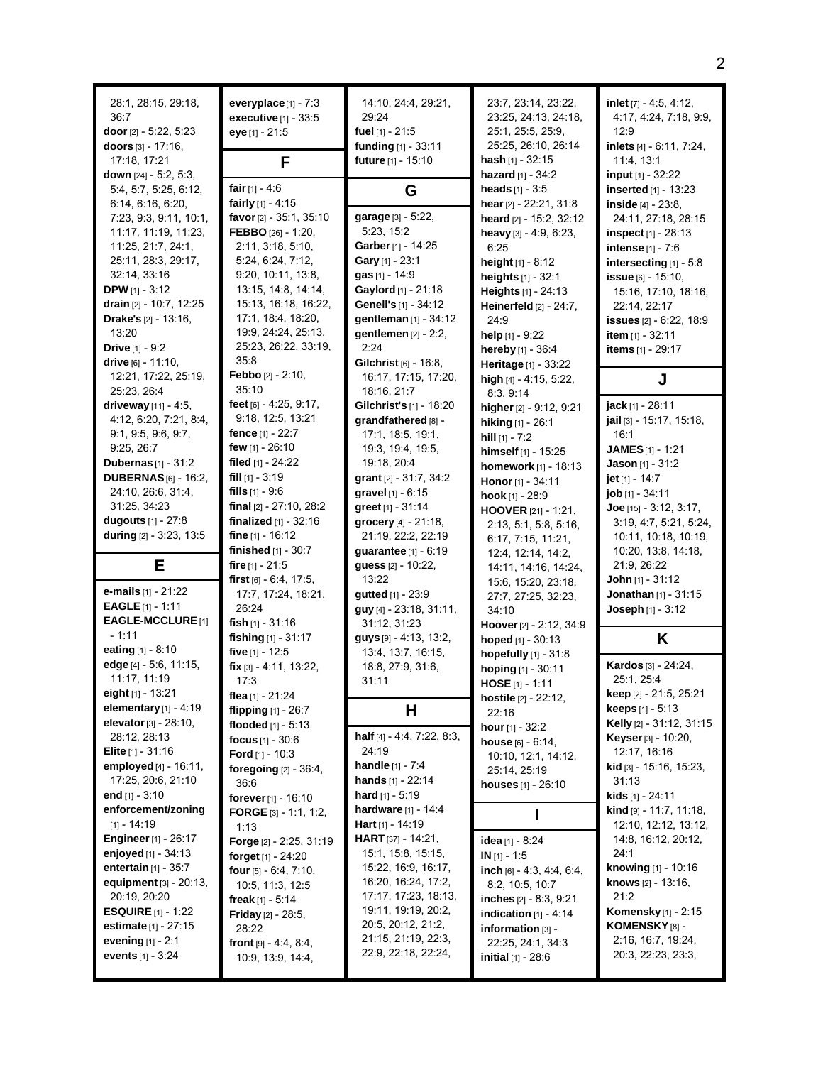28:1, 28:15, 29:18, 36:7
**door** [2] - 5:22, 5:23
**doors** [3] - 17:16, 17:18, 17:21
**down** [24] - 5:2, 5:3, 5:4, 5:7, 5:25, 6:12, 6:14, 6:16, 6:20, 7:23, 9:3, 9:11, 10:1, 11:17, 11:19, 11:23, 11:25, 21:7, 24:1, 25:11, 28:3, 29:17, 32:14, 33:16
**DPW** [1] - 3:12
**drain** [2] - 10:7, 12:25
**Drake's** [2] - 13:16, 13:20
**Drive** [1] - 9:2
**drive** [6] - 11:10, 12:21, 17:22, 25:19, 25:23, 26:4
**driveway** [11] - 4:5, 4:12, 6:20, 7:21, 8:4, 9:1, 9:5, 9:6, 9:7, 9:25, 26:7
**Dubernas** [1] - 31:2
**DUBERNAS** [6] - 16:2, 24:10, 26:6, 31:4, 31:25, 34:23
**dugouts** [1] - 27:8
**during** [2] - 3:23, 13:5

## E

**e-mails** [1] - 21:22
**EAGLE** [1] - 1:11
**EAGLE-MCCLURE** [1] - 1:11
**eating** [1] - 8:10
**edge** [4] - 5:6, 11:15, 11:17, 11:19
**eight** [1] - 13:21
**elementary** [1] - 4:19
**elevator** [3] - 28:10, 28:12, 28:13
**Elite** [1] - 31:16
**employed** [4] - 16:11, 17:25, 20:6, 21:10
**end** [1] - 3:10
**enforcement/zoning** [1] - 14:19
**Engineer** [1] - 26:17
**enjoyed** [1] - 34:13
**entertain** [1] - 35:7
**equipment** [3] - 20:13, 20:19, 20:20
**ESQUIRE** [1] - 1:22
**estimate** [1] - 27:15
**evening** [1] - 2:1
**events** [1] - 3:24
**everyplace** [1] - 7:3
**executive** [1] - 33:5
**eye** [1] - 21:5

## F

**fair** [1] - 4:6
**fairly** [1] - 4:15
**favor** [2] - 35:1, 35:10
**FEBBO** [26] - 1:20, 2:11, 3:18, 5:10, 5:24, 6:24, 7:12, 9:20, 10:11, 13:8, 13:15, 14:8, 14:14, 15:13, 16:18, 16:22, 17:1, 18:4, 18:20, 19:9, 24:24, 25:13, 25:23, 26:22, 33:19, 35:8
**Febbo** [2] - 2:10, 35:10
**feet** [6] - 4:25, 9:17, 9:18, 12:5, 13:21
**fence** [1] - 22:7
**few** [1] - 26:10
**filed** [1] - 24:22
**fill** [1] - 3:19
**fills** [1] - 9:6
**final** [2] - 27:10, 28:2
**finalized** [1] - 32:16
**fine** [1] - 16:12
**finished** [1] - 30:7
**fire** [1] - 21:5
**first** [6] - 6:4, 17:5, 17:7, 17:24, 18:21, 26:24
**fish** [1] - 31:16
**fishing** [1] - 31:17
**five** [1] - 12:5
**fix** [3] - 4:11, 13:22, 17:3
**flea** [1] - 21:24
**flipping** [1] - 26:7
**flooded** [1] - 5:13
**focus** [1] - 30:6
**Ford** [1] - 10:3
**foregoing** [2] - 36:4, 36:6
**forever** [1] - 16:10
**FORGE** [3] - 1:1, 1:2, 1:13
**Forge** [2] - 2:25, 31:19
**forget** [1] - 24:20
**four** [5] - 6:4, 7:10, 10:5, 11:3, 12:5
**freak** [1] - 5:14
**Friday** [2] - 28:5, 28:22
**front** [9] - 4:4, 8:4, 10:9, 13:9, 14:4, 14:10, 24:4, 29:21, 29:24
**fuel** [1] - 21:5
**funding** [1] - 33:11
**future** [1] - 15:10

## G

**garage** [3] - 5:22, 5:23, 15:2
**Garber** [1] - 14:25
**Gary** [1] - 23:1
**gas** [1] - 14:9
**Gaylord** [1] - 21:18
**Genell's** [1] - 34:12
**gentleman** [1] - 34:12
**gentlemen** [2] - 2:2, 2:24
**Gilchrist** [6] - 16:8, 16:17, 17:15, 17:20, 18:16, 21:7
**Gilchrist's** [1] - 18:20
**grandfathered** [8] - 17:1, 18:5, 19:1, 19:3, 19:4, 19:5, 19:18, 20:4
**grant** [2] - 31:7, 34:2
**gravel** [1] - 6:15
**greet** [1] - 31:14
**grocery** [4] - 21:18, 21:19, 22:2, 22:19
**guarantee** [1] - 6:19
**guess** [2] - 10:22, 13:22
**gutted** [1] - 23:9
**guy** [4] - 23:18, 31:11, 31:12, 31:23
**guys** [9] - 4:13, 13:2, 13:4, 13:7, 16:15, 18:8, 27:9, 31:6, 31:11

## H

**half** [4] - 4:4, 7:22, 8:3, 24:19
**handle** [1] - 7:4
**hands** [1] - 22:14
**hard** [1] - 5:19
**hardware** [1] - 14:4
**Hart** [1] - 14:19
**HART** [37] - 14:21, 15:1, 15:8, 15:15, 15:22, 16:9, 16:17, 16:20, 16:24, 17:2, 17:17, 17:23, 18:13, 19:11, 19:19, 20:2, 20:5, 20:12, 21:2, 21:15, 21:19, 22:3, 22:9, 22:18, 22:24, 23:7, 23:14, 23:22, 23:25, 24:13, 24:18, 25:1, 25:5, 25:9, 25:25, 26:10, 26:14
**hash** [1] - 32:15
**hazard** [1] - 34:2
**heads** [1] - 3:5
**hear** [2] - 22:21, 31:8
**heard** [2] - 15:2, 32:12
**heavy** [3] - 4:9, 6:23, 6:25
**height** [1] - 8:12
**heights** [1] - 32:1
**Heights** [1] - 24:13
**Heinerfeld** [2] - 24:7, 24:9
**help** [1] - 9:22
**hereby** [1] - 36:4
**Heritage** [1] - 33:22
**high** [4] - 4:15, 5:22, 8:3, 9:14
**higher** [2] - 9:12, 9:21
**hiking** [1] - 26:1
**hill** [1] - 7:2
**himself** [1] - 15:25
**homework** [1] - 18:13
**Honor** [1] - 34:11
**hook** [1] - 28:9
**HOOVER** [21] - 1:21, 2:13, 5:1, 5:8, 5:16, 6:17, 7:15, 11:21, 12:4, 12:14, 14:2, 14:11, 14:16, 14:24, 15:6, 15:20, 23:18, 27:7, 27:25, 32:23, 34:10
**Hoover** [2] - 2:12, 34:9
**hoped** [1] - 30:13
**hopefully** [1] - 31:8
**hoping** [1] - 30:11
**HOSE** [1] - 1:11
**hostile** [2] - 22:12, 22:16
**hour** [1] - 32:2
**house** [6] - 6:14, 10:10, 12:1, 14:12, 25:14, 25:19
**houses** [1] - 26:10

## I

**idea** [1] - 8:24
**IN** [1] - 1:5
**inch** [6] - 4:3, 4:4, 6:4, 8:2, 10:5, 10:7
**inches** [2] - 8:3, 9:21
**indication** [1] - 4:14
**information** [3] - 22:25, 24:1, 34:3
**initial** [1] - 28:6
**inlet** [7] - 4:5, 4:12, 4:17, 4:24, 7:18, 9:9, 12:9
**inlets** [4] - 6:11, 7:24, 11:4, 13:1
**input** [1] - 32:22
**inserted** [1] - 13:23
**inside** [4] - 23:8, 24:11, 27:18, 28:15
**inspect** [1] - 28:13
**intense** [1] - 7:6
**intersecting** [1] - 5:8
**issue** [6] - 15:10, 15:16, 17:10, 18:16, 22:14, 22:17
**issues** [2] - 6:22, 18:9
**item** [1] - 32:11
**items** [1] - 29:17

## J

**jack** [1] - 28:11
**jail** [3] - 15:17, 15:18, 16:1
**JAMES** [1] - 1:21
**Jason** [1] - 31:2
**jet** [1] - 14:7
**job** [1] - 34:11
**Joe** [15] - 3:12, 3:17, 3:19, 4:7, 5:21, 5:24, 10:11, 10:18, 10:19, 10:20, 13:8, 14:18, 21:9, 26:22
**John** [1] - 31:12
**Jonathan** [1] - 31:15
**Joseph** [1] - 3:12

## K

**Kardos** [3] - 24:24, 25:1, 25:4
**keep** [2] - 21:5, 25:21
**keeps** [1] - 5:13
**Kelly** [2] - 31:12, 31:15
**Keyser** [3] - 10:20, 12:17, 16:16
**kid** [3] - 15:16, 15:23, 31:13
**kids** [1] - 24:11
**kind** [9] - 11:7, 11:18, 12:10, 12:12, 13:12, 14:8, 16:12, 20:12, 24:1
**knowing** [1] - 10:16
**knows** [2] - 13:16, 21:2
**Komensky** [1] - 2:15
**KOMENSKY** [8] - 2:16, 16:7, 19:24, 20:3, 22:23, 23:3,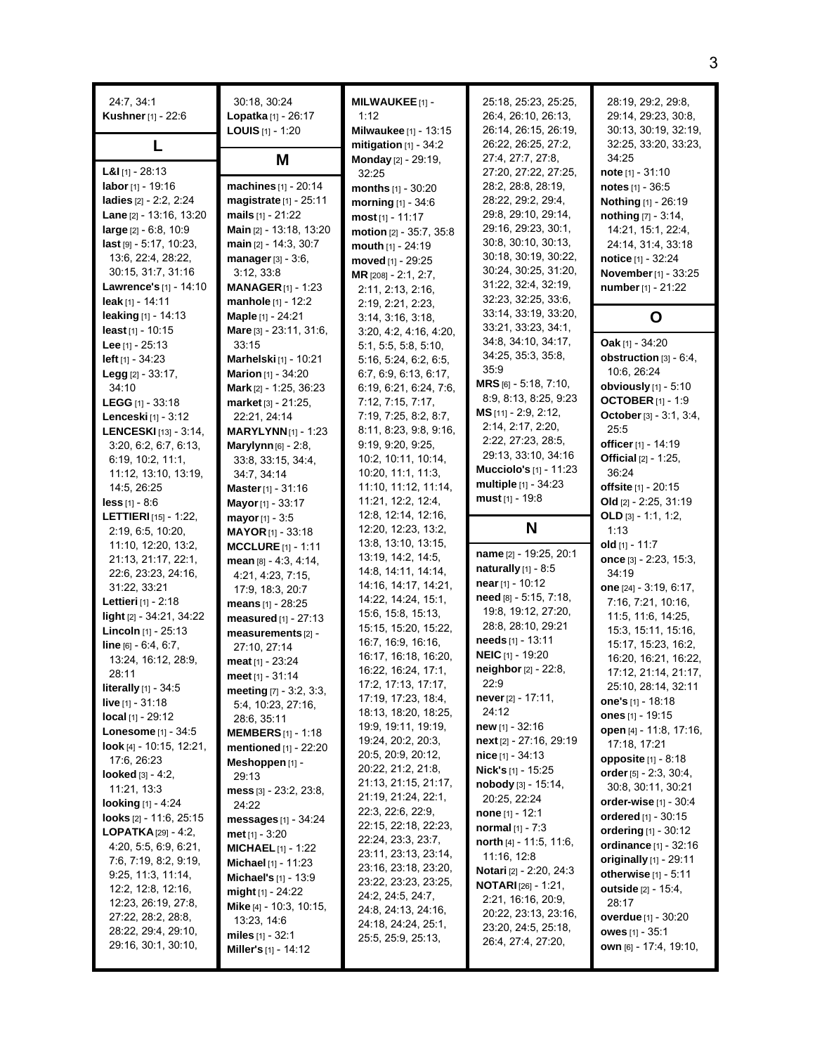24:7, 34:1
**Kushner** [1] - 22:6

## L

**L&I** [1] - 28:13
**labor** [1] - 19:16
**ladies** [2] - 2:2, 2:24
**Lane** [2] - 13:16, 13:20
**large** [2] - 6:8, 10:9
**last** [9] - 5:17, 10:23, 13:6, 22:4, 28:22, 30:15, 31:7, 31:16
**Lawrence's** [1] - 14:10
**leak** [1] - 14:11
**leaking** [1] - 14:13
**least** [1] - 10:15
**Lee** [1] - 25:13
**left** [1] - 34:23
**Legg** [2] - 33:17, 34:10
**LEGG** [1] - 33:18
**Lenceski** [1] - 3:12
**LENCESKI** [13] - 3:14, 3:20, 6:2, 6:7, 6:13, 6:19, 10:2, 11:1, 11:12, 13:10, 13:19, 14:5, 26:25
**less** [1] - 8:6
**LETTIERI** [15] - 1:22, 2:19, 6:5, 10:20, 11:10, 12:20, 13:2, 21:13, 21:17, 22:1, 22:6, 23:23, 24:16, 31:22, 33:21
**Lettieri** [1] - 2:18
**light** [2] - 34:21, 34:22
**Lincoln** [1] - 25:13
**line** [6] - 6:4, 6:7, 13:24, 16:12, 28:9, 28:11
**literally** [1] - 34:5
**live** [1] - 31:18
**local** [1] - 29:12
**Lonesome** [1] - 34:5
**look** [4] - 10:15, 12:21, 17:6, 26:23
**looked** [3] - 4:2, 11:21, 13:3
**looking** [1] - 4:24
**looks** [2] - 11:6, 25:15
**LOPATKA** [29] - 4:2, 4:20, 5:5, 6:9, 6:21, 7:6, 7:19, 8:2, 9:19, 9:25, 11:3, 11:14, 12:2, 12:8, 12:16, 12:23, 26:19, 27:8, 27:22, 28:2, 28:8, 28:22, 29:4, 29:10, 29:16, 30:1, 30:10, 30:18, 30:24
**Lopatka** [1] - 26:17
**LOUIS** [1] - 1:20

## M

**machines** [1] - 20:14
**magistrate** [1] - 25:11
**mails** [1] - 21:22
**Main** [2] - 13:18, 13:20
**main** [2] - 14:3, 30:7
**manager** [3] - 3:6, 3:12, 33:8
**MANAGER** [1] - 1:23
**manhole** [1] - 12:2
**Maple** [1] - 24:21
**Mare** [3] - 23:11, 31:6, 33:15
**Marhelski** [1] - 10:21
**Marion** [1] - 34:20
**Mark** [2] - 1:25, 36:23
**market** [3] - 21:25, 22:21, 24:14
**MARYLYNN** [1] - 1:23
**Marylynn** [6] - 2:8, 33:8, 33:15, 34:4, 34:7, 34:14
**Master** [1] - 31:16
**Mayor** [1] - 33:17
**mayor** [1] - 3:5
**MAYOR** [1] - 33:18
**MCCLURE** [1] - 1:11
**mean** [8] - 4:3, 4:14, 4:21, 4:23, 7:15, 17:9, 18:3, 20:7
**means** [1] - 28:25
**measured** [1] - 27:13
**measurements** [2] - 27:10, 27:14
**meat** [1] - 23:24
**meet** [1] - 31:14
**meeting** [7] - 3:2, 3:3, 5:4, 10:23, 27:16, 28:6, 35:11
**MEMBERS** [1] - 1:18
**mentioned** [1] - 22:20
**Meshoppen** [1] - 29:13
**mess** [3] - 23:2, 23:8, 24:22
**messages** [1] - 34:24
**met** [1] - 3:20
**MICHAEL** [1] - 1:22
**Michael** [1] - 11:23
**Michael's** [1] - 13:9
**might** [1] - 24:22
**Mike** [4] - 10:3, 10:15, 13:23, 14:6
**miles** [1] - 32:1
**Miller's** [1] - 14:12
**MILWAUKEE** [1] - 1:12
**Milwaukee** [1] - 13:15
**mitigation** [1] - 34:2
**Monday** [2] - 29:19, 32:25
**months** [1] - 30:20
**morning** [1] - 34:6
**most** [1] - 11:17
**motion** [2] - 35:7, 35:8
**mouth** [1] - 24:19
**moved** [1] - 29:25
**MR** [208] - 2:1, 2:7, 2:11, 2:13, 2:16, 2:19, 2:21, 2:23, 3:14, 3:16, 3:18, 3:20, 4:2, 4:16, 4:20, 5:1, 5:5, 5:8, 5:10, 5:16, 5:24, 6:2, 6:5, 6:7, 6:9, 6:13, 6:17, 6:19, 6:21, 6:24, 7:6, 7:12, 7:15, 7:17, 7:19, 7:25, 8:2, 8:7, 8:11, 8:23, 9:8, 9:16, 9:19, 9:20, 9:25, 10:2, 10:11, 10:14, 10:20, 11:1, 11:3, 11:10, 11:12, 11:14, 11:21, 12:2, 12:4, 12:8, 12:14, 12:16, 12:20, 12:23, 13:2, 13:8, 13:10, 13:15, 13:19, 14:2, 14:5, 14:8, 14:11, 14:14, 14:16, 14:17, 14:21, 14:22, 14:24, 15:1, 15:6, 15:8, 15:13, 15:15, 15:20, 15:22, 16:7, 16:9, 16:16, 16:17, 16:18, 16:20, 16:22, 16:24, 17:1, 17:2, 17:13, 17:17, 17:19, 17:23, 18:4, 18:13, 18:20, 18:25, 19:9, 19:11, 19:19, 19:24, 20:2, 20:3, 20:5, 20:9, 20:12, 20:22, 21:2, 21:8, 21:13, 21:15, 21:17, 21:19, 21:24, 22:1, 22:3, 22:6, 22:9, 22:15, 22:18, 22:23, 22:24, 23:3, 23:7, 23:11, 23:13, 23:14, 23:16, 23:18, 23:20, 23:22, 23:23, 23:25, 24:2, 24:5, 24:7, 24:8, 24:13, 24:16, 24:18, 24:24, 25:1, 25:5, 25:9, 25:13, 25:18, 25:23, 25:25, 26:4, 26:10, 26:13, 26:14, 26:15, 26:19, 26:22, 26:25, 27:2, 27:4, 27:7, 27:8, 27:20, 27:22, 27:25, 28:2, 28:8, 28:19, 28:22, 29:2, 29:4, 29:8, 29:10, 29:14, 29:16, 29:23, 30:1, 30:8, 30:10, 30:13, 30:18, 30:19, 30:22, 30:24, 30:25, 31:20, 31:22, 32:4, 32:19, 32:23, 32:25, 33:6, 33:14, 33:19, 33:20, 33:21, 33:23, 34:1, 34:8, 34:10, 34:17, 34:25, 35:3, 35:8, 35:9
**MRS** [6] - 5:18, 7:10, 8:9, 8:13, 8:25, 9:23
**MS** [11] - 2:9, 2:12, 2:14, 2:17, 2:20, 2:22, 27:23, 28:5, 29:13, 33:10, 34:16
**Mucciolo's** [1] - 11:23
**multiple** [1] - 34:23
**must** [1] - 19:8

## N

**name** [2] - 19:25, 20:1
**naturally** [1] - 8:5
**near** [1] - 10:12
**need** [8] - 5:15, 7:18, 19:8, 19:12, 27:20, 28:8, 28:10, 29:21
**needs** [1] - 13:11
**NEIC** [1] - 19:20
**neighbor** [2] - 22:8, 22:9
**never** [2] - 17:11, 24:12
**new** [1] - 32:16
**next** [2] - 27:16, 29:19
**nice** [1] - 34:13
**Nick's** [1] - 15:25
**nobody** [3] - 15:14, 20:25, 22:24
**none** [1] - 12:1
**normal** [1] - 7:3
**north** [4] - 11:5, 11:6, 11:16, 12:8
**Notari** [2] - 2:20, 24:3
**NOTARI** [26] - 1:21, 2:21, 16:16, 20:9, 20:22, 23:13, 23:16, 23:20, 24:5, 25:18, 26:4, 27:4, 27:20, 28:19, 29:2, 29:8, 29:14, 29:23, 30:8, 30:13, 30:19, 32:19, 32:25, 33:20, 33:23, 34:25
**note** [1] - 31:10
**notes** [1] - 36:5
**Nothing** [1] - 26:19
**nothing** [7] - 3:14, 14:21, 15:1, 22:4, 24:14, 31:4, 33:18
**notice** [1] - 32:24
**November** [1] - 33:25
**number** [1] - 21:22

## O

**Oak** [1] - 34:20
**obstruction** [3] - 6:4, 10:6, 26:24
**obviously** [1] - 5:10
**OCTOBER** [1] - 1:9
**October** [3] - 3:1, 3:4, 25:5
**officer** [1] - 14:19
**Official** [2] - 1:25, 36:24
**offsite** [1] - 20:15
**Old** [2] - 2:25, 31:19
**OLD** [3] - 1:1, 1:2, 1:13
**old** [1] - 11:7
**once** [3] - 2:23, 15:3, 34:19
**one** [24] - 3:19, 6:17, 7:16, 7:21, 10:16, 11:5, 11:6, 14:25, 15:3, 15:11, 15:16, 15:17, 15:23, 16:2, 16:20, 16:21, 16:22, 17:12, 21:14, 21:17, 25:10, 28:14, 32:11
**one's** [1] - 18:18
**ones** [1] - 19:15
**open** [4] - 11:8, 17:16, 17:18, 17:21
**opposite** [1] - 8:18
**order** [5] - 2:3, 30:4, 30:8, 30:11, 30:21
**order-wise** [1] - 30:4
**ordered** [1] - 30:15
**ordering** [1] - 30:12
**ordinance** [1] - 32:16
**originally** [1] - 29:11
**otherwise** [1] - 5:11
**outside** [2] - 15:4, 28:17
**overdue** [1] - 30:20
**owes** [1] - 35:1
**own** [6] - 17:4, 19:10,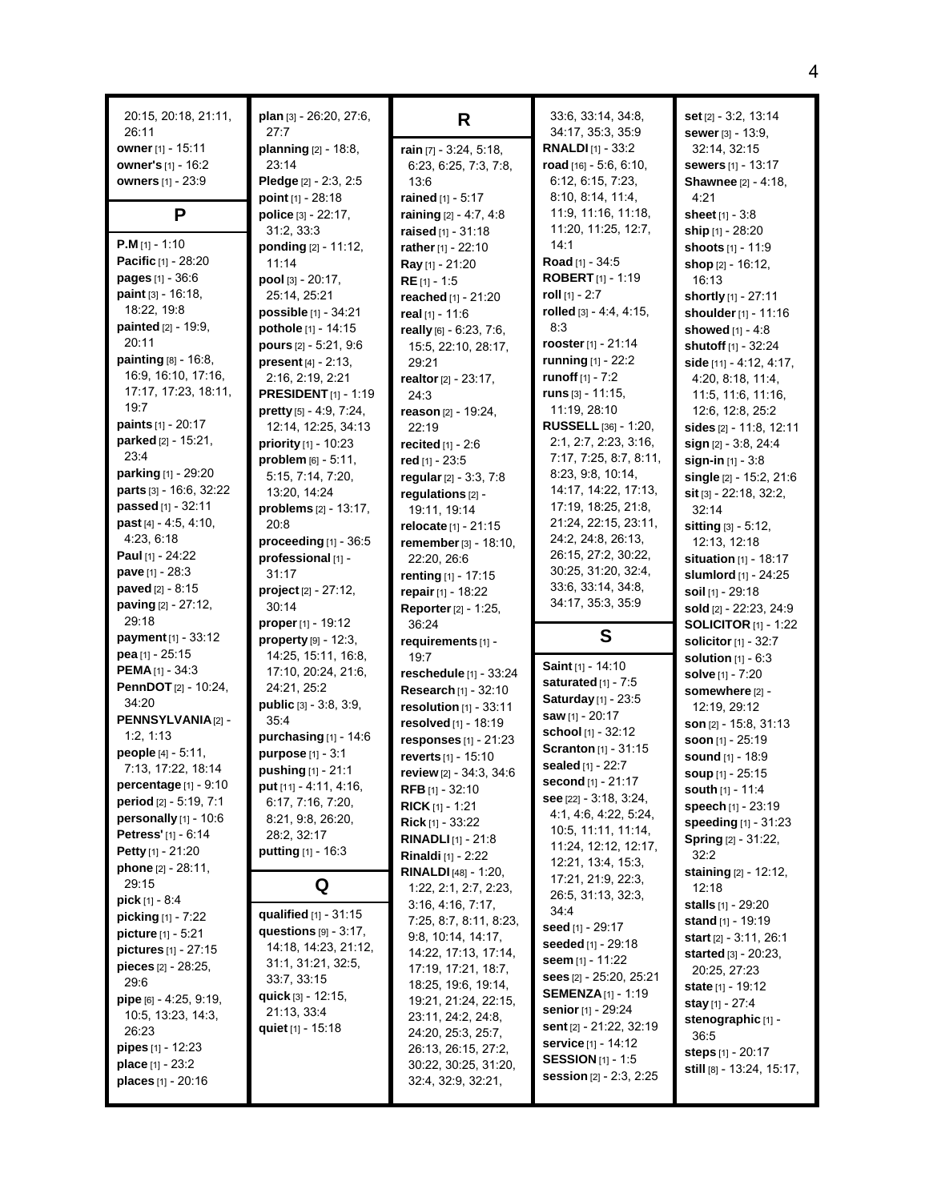20:15, 20:18, 21:11, 26:11
**owner** [1] - 15:11
**owner's** [1] - 16:2
**owners** [1] - 23:9

## P

**P.M** [1] - 1:10
**Pacific** [1] - 28:20
**pages** [1] - 36:6
**paint** [3] - 16:18, 18:22, 19:8
**painted** [2] - 19:9, 20:11
**painting** [8] - 16:8, 16:9, 16:10, 17:16, 17:17, 17:23, 18:11, 19:7
**paints** [1] - 20:17
**parked** [2] - 15:21, 23:4
**parking** [1] - 29:20
**parts** [3] - 16:6, 32:22
**passed** [1] - 32:11
**past** [4] - 4:5, 4:10, 4:23, 6:18
**Paul** [1] - 24:22
**pave** [1] - 28:3
**paved** [2] - 8:15
**paving** [2] - 27:12, 29:18
**payment** [1] - 33:12
**pea** [1] - 25:15
**PEMA** [1] - 34:3
**PennDOT** [2] - 10:24, 34:20
**PENNSYLVANIA** [2] - 1:2, 1:13
**people** [4] - 5:11, 7:13, 17:22, 18:14
**percentage** [1] - 9:10
**period** [2] - 5:19, 7:1
**personally** [1] - 10:6
**Petress'** [1] - 6:14
**Petty** [1] - 21:20
**phone** [2] - 28:11, 29:15
**pick** [1] - 8:4
**picking** [1] - 7:22
**picture** [1] - 5:21
**pictures** [1] - 27:15
**pieces** [2] - 28:25, 29:6
**pipe** [6] - 4:25, 9:19, 10:5, 13:23, 14:3, 26:23
**pipes** [1] - 12:23
**place** [1] - 23:2
**places** [1] - 20:16
**plan** [3] - 26:20, 27:6, 27:7
**planning** [2] - 18:8, 23:14
**Pledge** [2] - 2:3, 2:5
**point** [1] - 28:18
**police** [3] - 22:17, 31:2, 33:3
**ponding** [2] - 11:12, 11:14
**pool** [3] - 20:17, 25:14, 25:21
**possible** [1] - 34:21
**pothole** [1] - 14:15
**pours** [2] - 5:21, 9:6
**present** [4] - 2:13, 2:16, 2:19, 2:21
**PRESIDENT** [1] - 1:19
**pretty** [5] - 4:9, 7:24, 12:14, 12:25, 34:13
**priority** [1] - 10:23
**problem** [6] - 5:11, 5:15, 7:14, 7:20, 13:20, 14:24
**problems** [2] - 13:17, 20:8
**proceeding** [1] - 36:5
**professional** [1] - 31:17
**project** [2] - 27:12, 30:14
**proper** [1] - 19:12
**property** [9] - 12:3, 14:25, 15:11, 16:8, 17:10, 20:24, 21:6, 24:21, 25:2
**public** [3] - 3:8, 3:9, 35:4
**purchasing** [1] - 14:6
**purpose** [1] - 3:1
**pushing** [1] - 21:1
**put** [11] - 4:11, 4:16, 6:17, 7:16, 7:20, 8:21, 9:8, 26:20, 28:2, 32:17
**putting** [1] - 16:3

## Q

**qualified** [1] - 31:15
**questions** [9] - 3:17, 14:18, 14:23, 21:12, 31:1, 31:21, 32:5, 33:7, 33:15
**quick** [3] - 12:15, 21:13, 33:4
**quiet** [1] - 15:18

## R

**rain** [7] - 3:24, 5:18, 6:23, 6:25, 7:3, 7:8, 13:6
**rained** [1] - 5:17
**raining** [2] - 4:7, 4:8
**raised** [1] - 31:18
**rather** [1] - 22:10
**Ray** [1] - 21:20
**RE** [1] - 1:5
**reached** [1] - 21:20
**real** [1] - 11:6
**really** [6] - 6:23, 7:6, 15:5, 22:10, 28:17, 29:21
**realtor** [2] - 23:17, 24:3
**reason** [2] - 19:24, 22:19
**recited** [1] - 2:6
**red** [1] - 23:5
**regular** [2] - 3:3, 7:8
**regulations** [2] - 19:11, 19:14
**relocate** [1] - 21:15
**remember** [3] - 18:10, 22:20, 26:6
**renting** [1] - 17:15
**repair** [1] - 18:22
**Reporter** [2] - 1:25, 36:24
**requirements** [1] - 19:7
**reschedule** [1] - 33:24
**Research** [1] - 32:10
**resolution** [1] - 33:11
**resolved** [1] - 18:19
**responses** [1] - 21:23
**reverts** [1] - 15:10
**review** [2] - 34:3, 34:6
**RFB** [1] - 32:10
**RICK** [1] - 1:21
**Rick** [1] - 33:22
**RINADLI** [1] - 21:8
**Rinaldi** [1] - 2:22
**RINALDI** [48] - 1:20, 1:22, 2:1, 2:7, 2:23, 3:16, 4:16, 7:17, 7:25, 8:7, 8:11, 8:23, 9:8, 10:14, 14:17, 14:22, 17:13, 17:14, 17:19, 17:21, 18:7, 18:25, 19:6, 19:14, 19:21, 21:24, 22:15, 23:11, 24:2, 24:8, 24:20, 25:3, 25:7, 26:13, 26:15, 27:2, 30:22, 30:25, 31:20, 32:4, 32:9, 32:21, 33:6, 33:14, 34:8, 34:17, 35:3, 35:9
**RNALDI** [1] - 33:2
**road** [16] - 5:6, 6:10, 6:12, 6:15, 7:23, 8:10, 8:14, 11:4, 11:9, 11:16, 11:18, 11:20, 11:25, 12:7, 14:1
**Road** [1] - 34:5
**ROBERT** [1] - 1:19
**roll** [1] - 2:7
**rolled** [3] - 4:4, 4:15, 8:3
**rooster** [1] - 21:14
**running** [1] - 22:2
**runoff** [1] - 7:2
**runs** [3] - 11:15, 11:19, 28:10
**RUSSELL** [36] - 1:20, 2:1, 2:7, 2:23, 3:16, 7:17, 7:25, 8:7, 8:11, 8:23, 9:8, 10:14, 14:17, 14:22, 17:13, 17:19, 18:25, 21:8, 21:24, 22:15, 23:11, 24:2, 24:8, 26:13, 26:15, 27:2, 30:22, 30:25, 31:20, 32:4, 33:6, 33:14, 34:8, 34:17, 35:3, 35:9

## S

**Saint** [1] - 14:10
**saturated** [1] - 7:5
**Saturday** [1] - 23:5
**saw** [1] - 20:17
**school** [1] - 32:12
**Scranton** [1] - 31:15
**sealed** [1] - 22:7
**second** [1] - 21:17
**see** [22] - 3:18, 3:24, 4:1, 4:6, 4:22, 5:24, 10:5, 11:11, 11:14, 11:24, 12:12, 12:17, 12:21, 13:4, 15:3, 17:21, 21:9, 22:3, 26:5, 31:13, 32:3, 34:4
**seed** [1] - 29:17
**seeded** [1] - 29:18
**seem** [1] - 11:22
**sees** [2] - 25:20, 25:21
**SEMENZA** [1] - 1:19
**senior** [1] - 29:24
**sent** [2] - 21:22, 32:19
**service** [1] - 14:12
**SESSION** [1] - 1:5
**session** [2] - 2:3, 2:25
**set** [2] - 3:2, 13:14
**sewer** [3] - 13:9, 32:14, 32:15
**sewers** [1] - 13:17
**Shawnee** [2] - 4:18, 4:21
**sheet** [1] - 3:8
**ship** [1] - 28:20
**shoots** [1] - 11:9
**shop** [2] - 16:12, 16:13
**shortly** [1] - 27:11
**shoulder** [1] - 11:16
**showed** [1] - 4:8
**shutoff** [1] - 32:24
**side** [11] - 4:12, 4:17, 4:20, 8:18, 11:4, 11:5, 11:6, 11:16, 12:6, 12:8, 25:2
**sides** [2] - 11:8, 12:11
**sign** [2] - 3:8, 24:4
**sign-in** [1] - 3:8
**single** [2] - 15:2, 21:6
**sit** [3] - 22:18, 32:2, 32:14
**sitting** [3] - 5:12, 12:13, 12:18
**situation** [1] - 18:17
**slumlord** [1] - 24:25
**soil** [1] - 29:18
**sold** [2] - 22:23, 24:9
**SOLICITOR** [1] - 1:22
**solicitor** [1] - 32:7
**solution** [1] - 6:3
**solve** [1] - 7:20
**somewhere** [2] - 12:19, 29:12
**son** [2] - 15:8, 31:13
**soon** [1] - 25:19
**sound** [1] - 18:9
**soup** [1] - 25:15
**south** [1] - 11:4
**speech** [1] - 23:19
**speeding** [1] - 31:23
**Spring** [2] - 31:22, 32:2
**staining** [2] - 12:12, 12:18
**stalls** [1] - 29:20
**stand** [1] - 19:19
**start** [2] - 3:11, 26:1
**started** [3] - 20:23, 20:25, 27:23
**state** [1] - 19:12
**stay** [1] - 27:4
**stenographic** [1] - 36:5
**steps** [1] - 20:17
**still** [8] - 13:24, 15:17,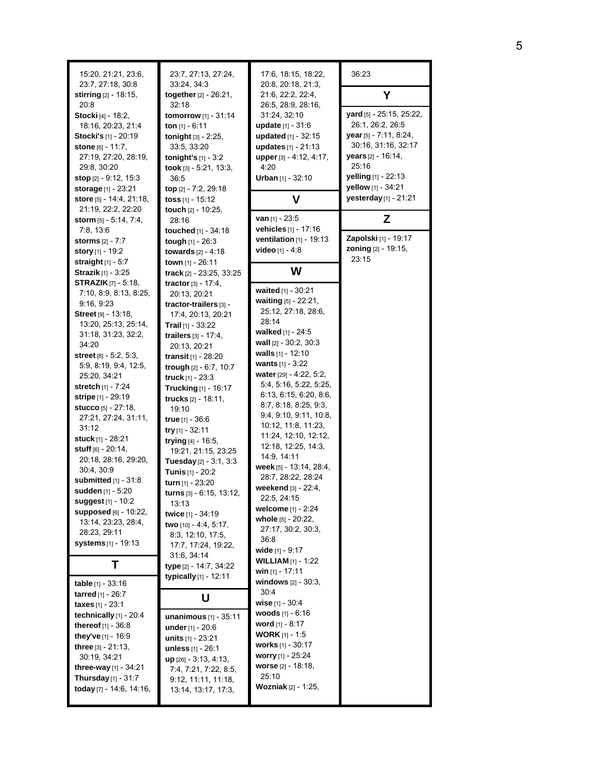15:20, 21:21, 23:6, 23:7, 27:18, 30:8
**stirring** [2] - 18:15, 20:8
**Stocki** [4] - 18:2, 18:16, 20:23, 21:4
**Stocki's** [1] - 20:19
**stone** [6] - 11:7, 27:19, 27:20, 28:19, 29:8, 30:20
**stop** [2] - 9:12, 15:3
**storage** [1] - 23:21
**store** [5] - 14:4, 21:18, 21:19, 22:2, 22:20
**storm** [5] - 5:14, 7:4, 7:8, 13:6
**storms** [2] - 7:7
**story** [1] - 19:2
**straight** [1] - 5:7
**Strazik** [1] - 3:25
**STRAZIK** [7] - 5:18, 7:10, 8:9, 8:13, 8:25, 9:16, 9:23
**Street** [9] - 13:18, 13:20, 25:13, 25:14, 31:18, 31:23, 32:2, 34:20
**street** [8] - 5:2, 5:3, 5:9, 8:19, 9:4, 12:5, 25:20, 34:21
**stretch** [1] - 7:24
**stripe** [1] - 29:19
**stucco** [5] - 27:18, 27:21, 27:24, 31:11, 31:12
**stuck** [1] - 28:21
**stuff** [6] - 20:14, 20:18, 28:16, 29:20, 30:4, 30:9
**submitted** [1] - 31:8
**sudden** [1] - 5:20
**suggest** [1] - 10:2
**supposed** [6] - 10:22, 13:14, 23:23, 28:4, 28:23, 29:11
**systems** [1] - 19:13

## T

**table** [1] - 33:16
**tarred** [1] - 26:7
**taxes** [1] - 23:1
**technically** [1] - 20:4
**thereof** [1] - 36:8
**they've** [1] - 16:9
**three** [3] - 21:13, 30:19, 34:21
**three-way** [1] - 34:21
**Thursday** [1] - 31:7
**today** [7] - 14:6, 14:16, 23:7, 27:13, 27:24, 33:24, 34:3
**together** [2] - 26:21, 32:18
**tomorrow** [1] - 31:14
**ton** [1] - 6:11
**tonight** [3] - 2:25, 33:5, 33:20
**tonight's** [1] - 3:2
**took** [3] - 5:21, 13:3, 36:5
**top** [2] - 7:2, 29:18
**toss** [1] - 15:12
**touch** [2] - 10:25, 28:16
**touched** [1] - 34:18
**tough** [1] - 26:3
**towards** [2] - 4:18
**town** [1] - 26:11
**track** [2] - 23:25, 33:25
**tractor** [3] - 17:4, 20:13, 20:21
**tractor-trailers** [3] - 17:4, 20:13, 20:21
**Trail** [1] - 33:22
**trailers** [3] - 17:4, 20:13, 20:21
**transit** [1] - 28:20
**trough** [2] - 6:7, 10:7
**truck** [1] - 23:3
**Trucking** [1] - 16:17
**trucks** [2] - 18:11, 19:10
**true** [1] - 36:6
**try** [1] - 32:11
**trying** [4] - 16:5, 19:21, 21:15, 23:25
**Tuesday** [2] - 3:1, 3:3
**Tunis** [1] - 20:2
**turn** [1] - 23:20
**turns** [3] - 6:15, 13:12, 13:13
**twice** [1] - 34:19
**two** [10] - 4:4, 5:17, 8:3, 12:10, 17:5, 17:7, 17:24, 19:22, 31:6, 34:14
**type** [2] - 14:7, 34:22
**typically** [1] - 12:11

## U

**unanimous** [1] - 35:11
**under** [1] - 20:6
**units** [1] - 23:21
**unless** [1] - 26:1
**up** [26] - 3:13, 4:13, 7:4, 7:21, 7:22, 8:5, 9:12, 11:11, 11:18, 13:14, 13:17, 17:3, 17:6, 18:15, 18:22, 20:8, 20:18, 21:3, 21:6, 22:2, 22:4, 26:5, 28:9, 28:16, 31:24, 32:10
**update** [1] - 31:6
**updated** [1] - 32:15
**updates** [1] - 21:13
**upper** [3] - 4:12, 4:17, 4:20
**Urban** [1] - 32:10

## V

**van** [1] - 23:5
**vehicles** [1] - 17:16
**ventilation** [1] - 19:13
**video** [1] - 4:8

## W

**waited** [1] - 30:21
**waiting** [5] - 22:21, 25:12, 27:18, 28:6, 28:14
**walked** [1] - 24:5
**wall** [2] - 30:2, 30:3
**walls** [1] - 12:10
**wants** [1] - 3:22
**water** [29] - 4:22, 5:2, 5:4, 5:16, 5:22, 5:25, 6:13, 6:15, 6:20, 8:6, 8:7, 8:18, 8:25, 9:3, 9:4, 9:10, 9:11, 10:8, 10:12, 11:8, 11:23, 11:24, 12:10, 12:12, 12:18, 12:25, 14:3, 14:9, 14:11
**week** [5] - 13:14, 28:4, 28:7, 28:22, 28:24
**weekend** [3] - 22:4, 22:5, 24:15
**welcome** [1] - 2:24
**whole** [5] - 20:22, 27:17, 30:2, 30:3, 36:8
**wide** [1] - 9:17
**WILLIAM** [1] - 1:22
**win** [1] - 17:11
**windows** [2] - 30:3, 30:4
**wise** [1] - 30:4
**woods** [1] - 6:16
**word** [1] - 8:17
**WORK** [1] - 1:5
**works** [1] - 30:17
**worry** [1] - 25:24
**worse** [2] - 18:18, 25:10
**Wozniak** [2] - 1:25, 36:23

## Y

**yard** [5] - 25:15, 25:22, 26:1, 26:2, 26:5
**year** [5] - 7:11, 8:24, 30:16, 31:16, 32:17
**years** [2] - 16:14, 25:16
**yelling** [1] - 22:13
**yellow** [1] - 34:21
**yesterday** [1] - 21:21

## Z

**Zapolski** [1] - 19:17
**zoning** [2] - 19:15, 23:15